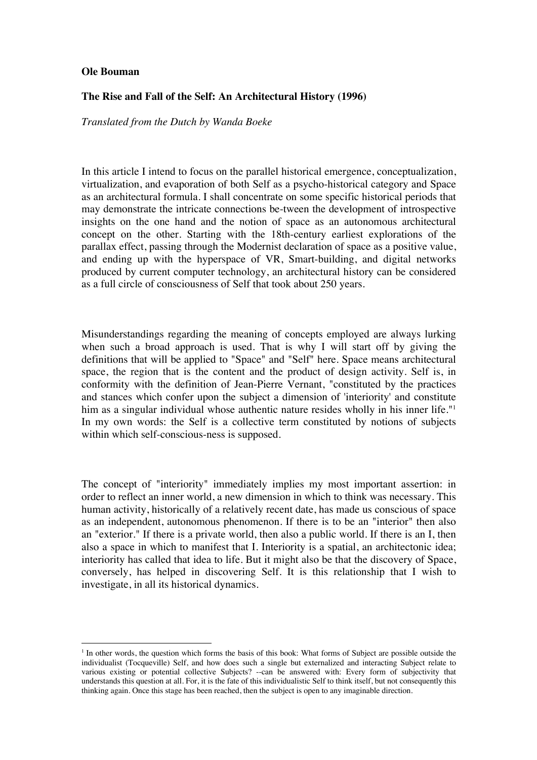**Ole Bouman**

**The Rise and Fall of the Self: An Architectural History (1996)**

*Translated from the Dutch by Wanda Boeke*

In this article I intend to focus on the parallel historical emergence, conceptualization, virtualization, and evaporation of both Self as a psycho-historical category and Space as an architectural formula. I shall concentrate on some specific historical periods that may demonstrate the intricate connections be-tween the development of introspective insights on the one hand and the notion of space as an autonomous architectural concept on the other. Starting with the 18th-century earliest explorations of the parallax effect, passing through the Modernist declaration of space as a positive value, and ending up with the hyperspace of VR, Smart-building, and digital networks produced by current computer technology, an architectural history can be considered as a full circle of consciousness of Self that took about 250 years.

Misunderstandings regarding the meaning of concepts employed are always lurking when such a broad approach is used. That is why I will start off by giving the definitions that will be applied to "Space" and "Self" here. Space means architectural space, the region that is the content and the product of design activity. Self is, in conformity with the definition of Jean-Pierre Vernant, "constituted by the practices and stances which confer upon the subject a dimension of 'interiority' and constitute him as a singular individual whose authentic nature resides wholly in his inner life."[1] In my own words: the Self is a collective term constituted by notions of subjects within which self-conscious-ness is supposed.

The concept of "interiority" immediately implies my most important assertion: in order to reflect an inner world, a new dimension in which to think was necessary. This human activity, historically of a relatively recent date, has made us conscious of space as an independent, autonomous phenomenon. If there is to be an "interior" then also an "exterior." If there is a private world, then also a public world. If there is an I, then also a space in which to manifest that I. Interiority is a spatial, an architectonic idea; interiority has called that idea to life. But it might also be that the discovery of Space, conversely, has helped in discovering Self. It is this relationship that I wish to investigate, in all its historical dynamics.

---

[1] In other words, the question which forms the basis of this book: What forms of Subject are possible outside the individualist (Tocqueville) Self, and how does such a single but externalized and interacting Subject relate to various existing or potential collective Subjects? --can be answered with: Every form of subjectivity that understands this question at all. For, it is the fate of this individualistic Self to think itself, but not consequently this thinking again. Once this stage has been reached, then the subject is open to any imaginable direction.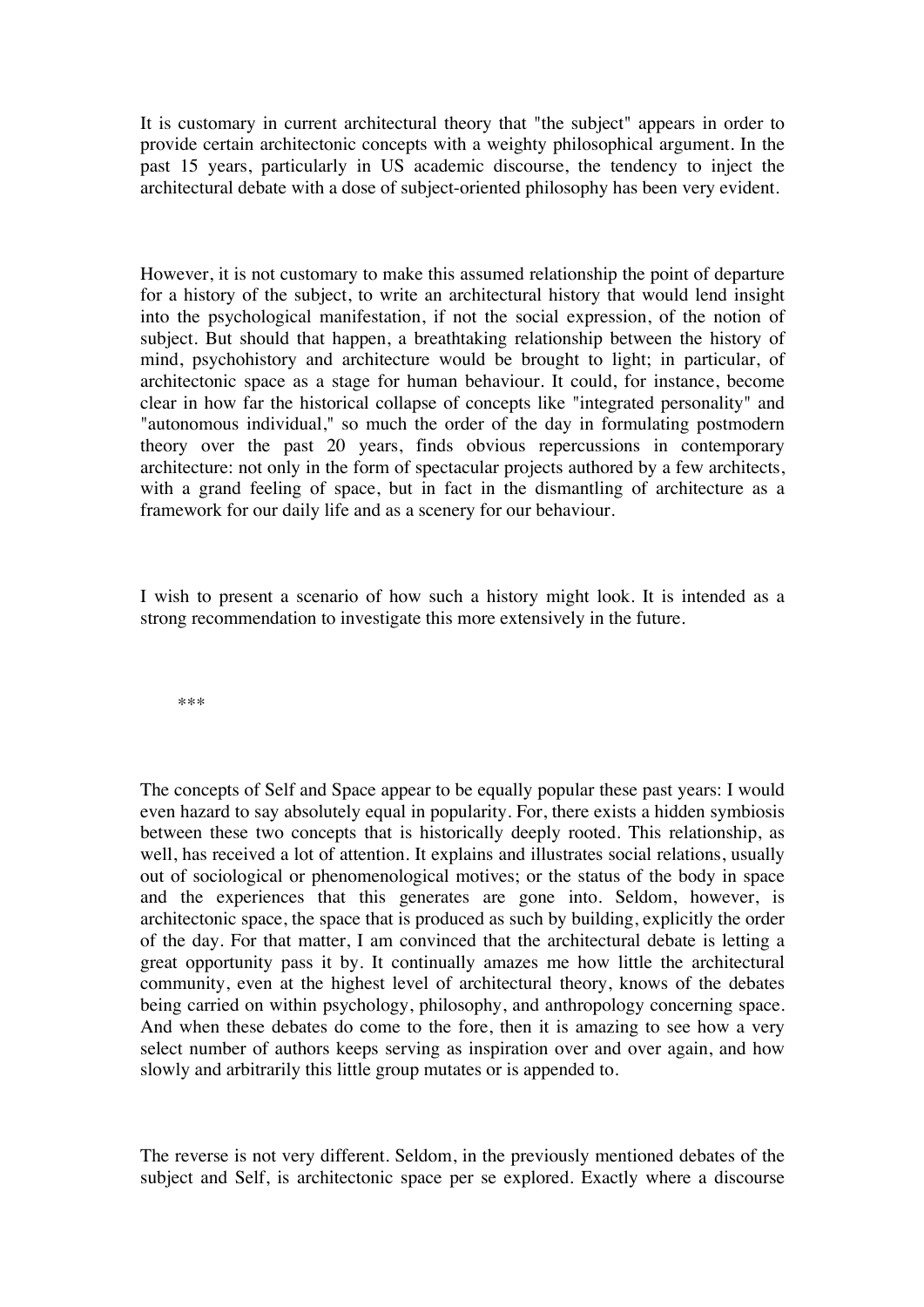It is customary in current architectural theory that "the subject" appears in order to provide certain architectonic concepts with a weighty philosophical argument. In the past 15 years, particularly in US academic discourse, the tendency to inject the architectural debate with a dose of subject-oriented philosophy has been very evident.

However, it is not customary to make this assumed relationship the point of departure for a history of the subject, to write an architectural history that would lend insight into the psychological manifestation, if not the social expression, of the notion of subject. But should that happen, a breathtaking relationship between the history of mind, psychohistory and architecture would be brought to light; in particular, of architectonic space as a stage for human behaviour. It could, for instance, become clear in how far the historical collapse of concepts like "integrated personality" and "autonomous individual," so much the order of the day in formulating postmodern theory over the past 20 years, finds obvious repercussions in contemporary architecture: not only in the form of spectacular projects authored by a few architects, with a grand feeling of space, but in fact in the dismantling of architecture as a framework for our daily life and as a scenery for our behaviour.

I wish to present a scenario of how such a history might look. It is intended as a strong recommendation to investigate this more extensively in the future.

***

The concepts of Self and Space appear to be equally popular these past years: I would even hazard to say absolutely equal in popularity. For, there exists a hidden symbiosis between these two concepts that is historically deeply rooted. This relationship, as well, has received a lot of attention. It explains and illustrates social relations, usually out of sociological or phenomenological motives; or the status of the body in space and the experiences that this generates are gone into. Seldom, however, is architectonic space, the space that is produced as such by building, explicitly the order of the day. For that matter, I am convinced that the architectural debate is letting a great opportunity pass it by. It continually amazes me how little the architectural community, even at the highest level of architectural theory, knows of the debates being carried on within psychology, philosophy, and anthropology concerning space. And when these debates do come to the fore, then it is amazing to see how a very select number of authors keeps serving as inspiration over and over again, and how slowly and arbitrarily this little group mutates or is appended to.

The reverse is not very different. Seldom, in the previously mentioned debates of the subject and Self, is architectonic space per se explored. Exactly where a discourse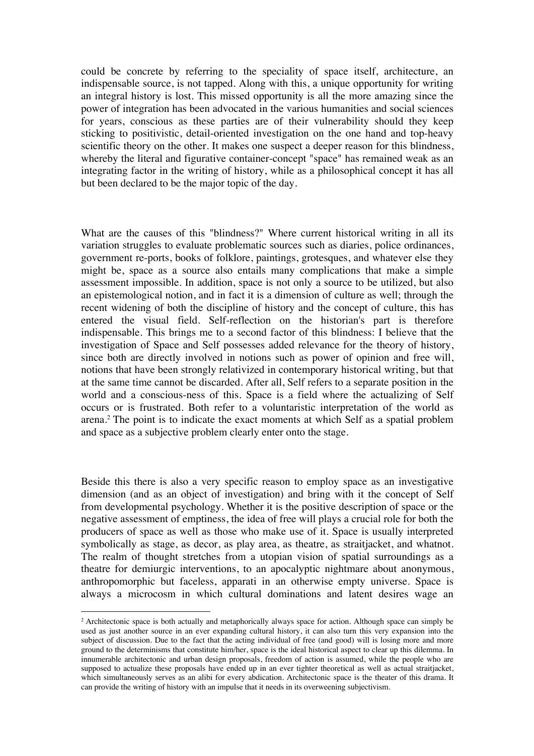could be concrete by referring to the speciality of space itself, architecture, an indispensable source, is not tapped. Along with this, a unique opportunity for writing an integral history is lost. This missed opportunity is all the more amazing since the power of integration has been advocated in the various humanities and social sciences for years, conscious as these parties are of their vulnerability should they keep sticking to positivistic, detail-oriented investigation on the one hand and top-heavy scientific theory on the other. It makes one suspect a deeper reason for this blindness, whereby the literal and figurative container-concept "space" has remained weak as an integrating factor in the writing of history, while as a philosophical concept it has all but been declared to be the major topic of the day.

What are the causes of this "blindness?" Where current historical writing in all its variation struggles to evaluate problematic sources such as diaries, police ordinances, government re-ports, books of folklore, paintings, grotesques, and whatever else they might be, space as a source also entails many complications that make a simple assessment impossible. In addition, space is not only a source to be utilized, but also an epistemological notion, and in fact it is a dimension of culture as well; through the recent widening of both the discipline of history and the concept of culture, this has entered the visual field. Self-reflection on the historian's part is therefore indispensable. This brings me to a second factor of this blindness: I believe that the investigation of Space and Self possesses added relevance for the theory of history, since both are directly involved in notions such as power of opinion and free will, notions that have been strongly relativized in contemporary historical writing, but that at the same time cannot be discarded. After all, Self refers to a separate position in the world and a conscious-ness of this. Space is a field where the actualizing of Self occurs or is frustrated. Both refer to a voluntaristic interpretation of the world as arena.[2] The point is to indicate the exact moments at which Self as a spatial problem and space as a subjective problem clearly enter onto the stage.

Beside this there is also a very specific reason to employ space as an investigative dimension (and as an object of investigation) and bring with it the concept of Self from developmental psychology. Whether it is the positive description of space or the negative assessment of emptiness, the idea of free will plays a crucial role for both the producers of space as well as those who make use of it. Space is usually interpreted symbolically as stage, as decor, as play area, as theatre, as straitjacket, and whatnot. The realm of thought stretches from a utopian vision of spatial surroundings as a theatre for demiurgic interventions, to an apocalyptic nightmare about anonymous, anthropomorphic but faceless, apparati in an otherwise empty universe. Space is always a microcosm in which cultural dominations and latent desires wage an

---

[2] Architectonic space is both actually and metaphorically always space for action. Although space can simply be used as just another source in an ever expanding cultural history, it can also turn this very expansion into the subject of discussion. Due to the fact that the acting individual of free (and good) will is losing more and more ground to the determinisms that constitute him/her, space is the ideal historical aspect to clear up this dilemma. In innumerable architectonic and urban design proposals, freedom of action is assumed, while the people who are supposed to actualize these proposals have ended up in an ever tighter theoretical as well as actual straitjacket, which simultaneously serves as an alibi for every abdication. Architectonic space is the theater of this drama. It can provide the writing of history with an impulse that it needs in its overweening subjectivism.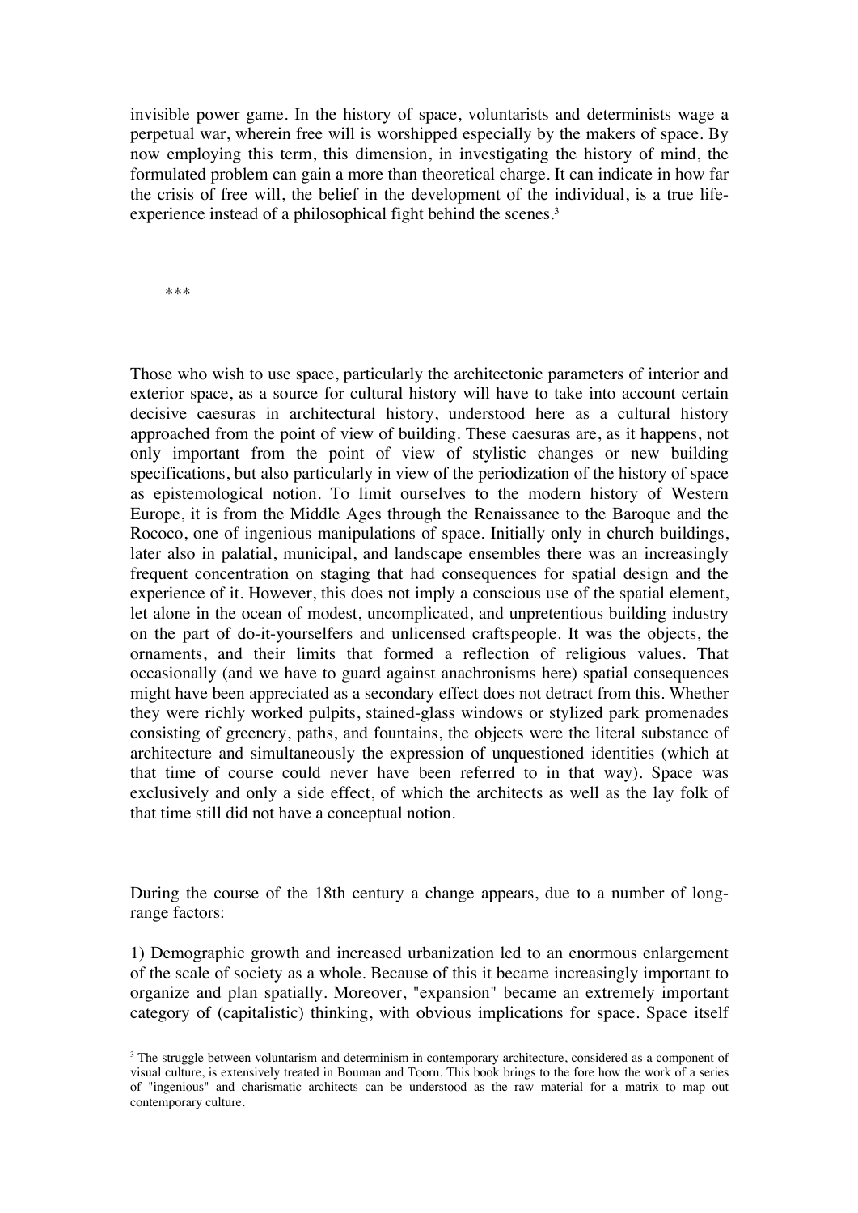invisible power game. In the history of space, voluntarists and determinists wage a perpetual war, wherein free will is worshipped especially by the makers of space. By now employing this term, this dimension, in investigating the history of mind, the formulated problem can gain a more than theoretical charge. It can indicate in how far the crisis of free will, the belief in the development of the individual, is a true life-experience instead of a philosophical fight behind the scenes.[3]

***

Those who wish to use space, particularly the architectonic parameters of interior and exterior space, as a source for cultural history will have to take into account certain decisive caesuras in architectural history, understood here as a cultural history approached from the point of view of building. These caesuras are, as it happens, not only important from the point of view of stylistic changes or new building specifications, but also particularly in view of the periodization of the history of space as epistemological notion. To limit ourselves to the modern history of Western Europe, it is from the Middle Ages through the Renaissance to the Baroque and the Rococo, one of ingenious manipulations of space. Initially only in church buildings, later also in palatial, municipal, and landscape ensembles there was an increasingly frequent concentration on staging that had consequences for spatial design and the experience of it. However, this does not imply a conscious use of the spatial element, let alone in the ocean of modest, uncomplicated, and unpretentious building industry on the part of do-it-yourselfers and unlicensed craftspeople. It was the objects, the ornaments, and their limits that formed a reflection of religious values. That occasionally (and we have to guard against anachronisms here) spatial consequences might have been appreciated as a secondary effect does not detract from this. Whether they were richly worked pulpits, stained-glass windows or stylized park promenades consisting of greenery, paths, and fountains, the objects were the literal substance of architecture and simultaneously the expression of unquestioned identities (which at that time of course could never have been referred to in that way). Space was exclusively and only a side effect, of which the architects as well as the lay folk of that time still did not have a conceptual notion.

During the course of the 18th century a change appears, due to a number of long-range factors:

1) Demographic growth and increased urbanization led to an enormous enlargement of the scale of society as a whole. Because of this it became increasingly important to organize and plan spatially. Moreover, "expansion" became an extremely important category of (capitalistic) thinking, with obvious implications for space. Space itself

[3] The struggle between voluntarism and determinism in contemporary architecture, considered as a component of visual culture, is extensively treated in Bouman and Toorn. This book brings to the fore how the work of a series of "ingenious" and charismatic architects can be understood as the raw material for a matrix to map out contemporary culture.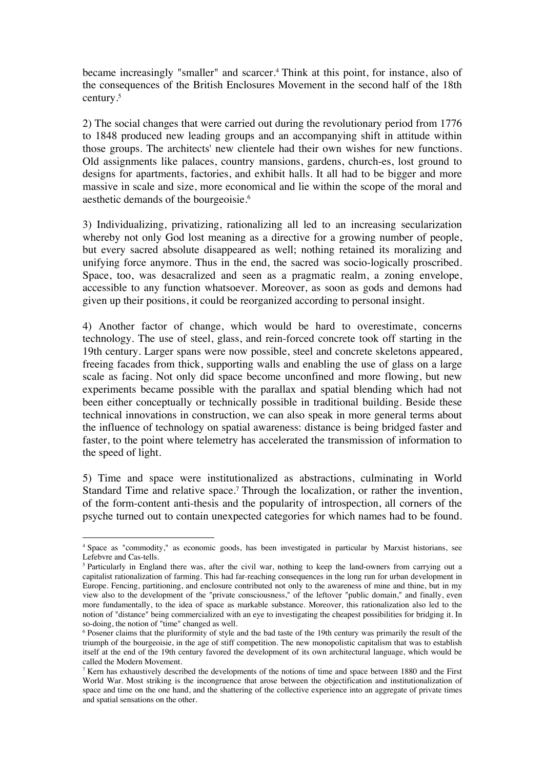became increasingly "smaller" and scarcer.[4] Think at this point, for instance, also of the consequences of the British Enclosures Movement in the second half of the 18th century.[5]

2) The social changes that were carried out during the revolutionary period from 1776 to 1848 produced new leading groups and an accompanying shift in attitude within those groups. The architects' new clientele had their own wishes for new functions. Old assignments like palaces, country mansions, gardens, church-es, lost ground to designs for apartments, factories, and exhibit halls. It all had to be bigger and more massive in scale and size, more economical and lie within the scope of the moral and aesthetic demands of the bourgeoisie.[6]

3) Individualizing, privatizing, rationalizing all led to an increasing secularization whereby not only God lost meaning as a directive for a growing number of people, but every sacred absolute disappeared as well; nothing retained its moralizing and unifying force anymore. Thus in the end, the sacred was socio-logically proscribed. Space, too, was desacralized and seen as a pragmatic realm, a zoning envelope, accessible to any function whatsoever. Moreover, as soon as gods and demons had given up their positions, it could be reorganized according to personal insight.

4) Another factor of change, which would be hard to overestimate, concerns technology. The use of steel, glass, and rein-forced concrete took off starting in the 19th century. Larger spans were now possible, steel and concrete skeletons appeared, freeing facades from thick, supporting walls and enabling the use of glass on a large scale as facing. Not only did space become unconfined and more flowing, but new experiments became possible with the parallax and spatial blending which had not been either conceptually or technically possible in traditional building. Beside these technical innovations in construction, we can also speak in more general terms about the influence of technology on spatial awareness: distance is being bridged faster and faster, to the point where telemetry has accelerated the transmission of information to the speed of light.

5) Time and space were institutionalized as abstractions, culminating in World Standard Time and relative space.[7] Through the localization, or rather the invention, of the form-content anti-thesis and the popularity of introspection, all corners of the psyche turned out to contain unexpected categories for which names had to be found.

---

[4] Space as "commodity," as economic goods, has been investigated in particular by Marxist historians, see Lefebvre and Cas-tells.

[5] Particularly in England there was, after the civil war, nothing to keep the land-owners from carrying out a capitalist rationalization of farming. This had far-reaching consequences in the long run for urban development in Europe. Fencing, partitioning, and enclosure contributed not only to the awareness of mine and thine, but in my view also to the development of the "private consciousness," of the leftover "public domain," and finally, even more fundamentally, to the idea of space as markable substance. Moreover, this rationalization also led to the notion of "distance" being commercialized with an eye to investigating the cheapest possibilities for bridging it. In so-doing, the notion of "time" changed as well.

[6] Posener claims that the pluriformity of style and the bad taste of the 19th century was primarily the result of the triumph of the bourgeoisie, in the age of stiff competition. The new monopolistic capitalism that was to establish itself at the end of the 19th century favored the development of its own architectural language, which would be called the Modern Movement.

[7] Kern has exhaustively described the developments of the notions of time and space between 1880 and the First World War. Most striking is the incongruence that arose between the objectification and institutionalization of space and time on the one hand, and the shattering of the collective experience into an aggregate of private times and spatial sensations on the other.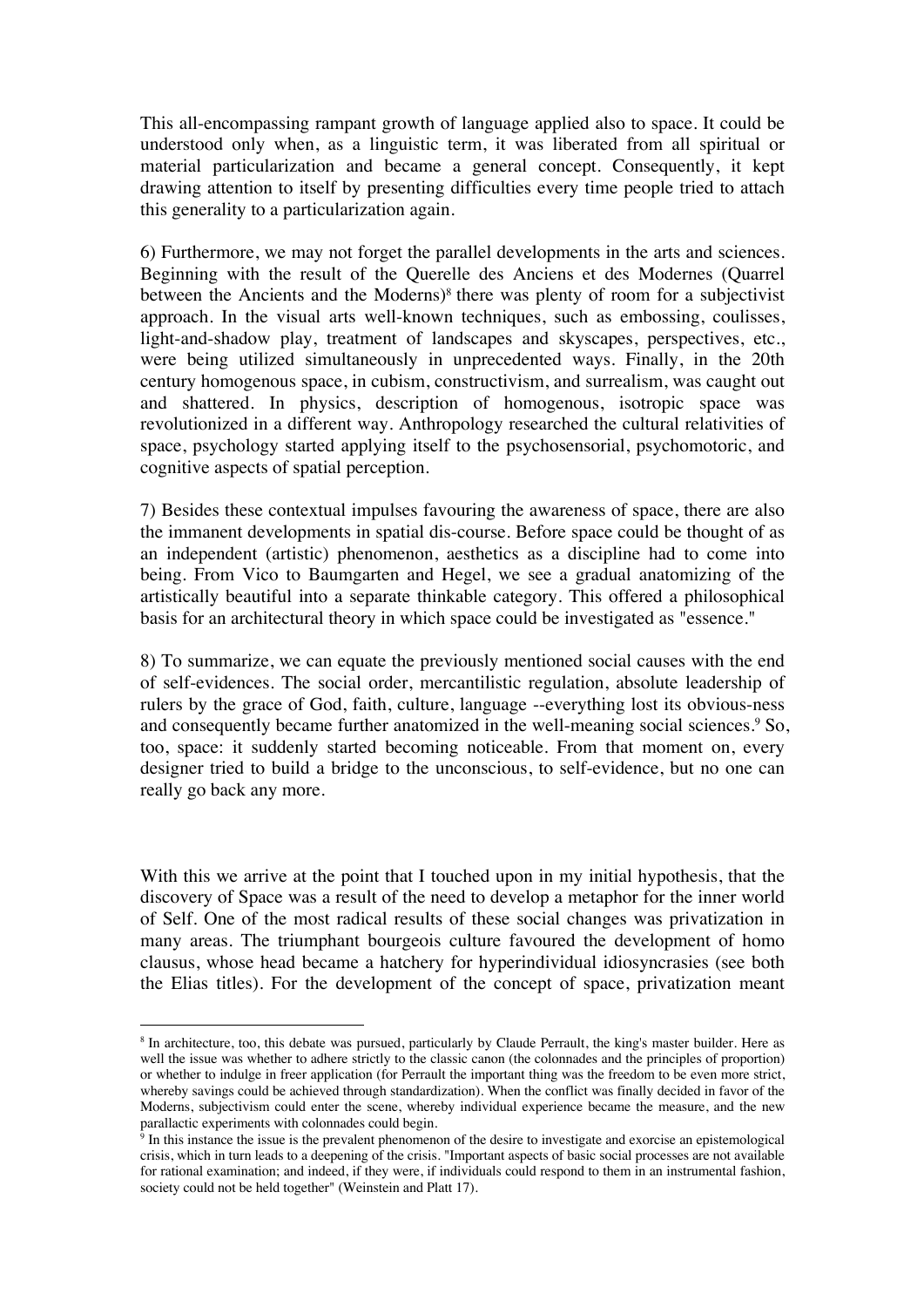This all-encompassing rampant growth of language applied also to space. It could be understood only when, as a linguistic term, it was liberated from all spiritual or material particularization and became a general concept. Consequently, it kept drawing attention to itself by presenting difficulties every time people tried to attach this generality to a particularization again.

6) Furthermore, we may not forget the parallel developments in the arts and sciences. Beginning with the result of the Querelle des Anciens et des Modernes (Quarrel between the Ancients and the Moderns)[8] there was plenty of room for a subjectivist approach. In the visual arts well-known techniques, such as embossing, coulisses, light-and-shadow play, treatment of landscapes and skyscapes, perspectives, etc., were being utilized simultaneously in unprecedented ways. Finally, in the 20th century homogenous space, in cubism, constructivism, and surrealism, was caught out and shattered. In physics, description of homogenous, isotropic space was revolutionized in a different way. Anthropology researched the cultural relativities of space, psychology started applying itself to the psychosensorial, psychomotoric, and cognitive aspects of spatial perception.

7) Besides these contextual impulses favouring the awareness of space, there are also the immanent developments in spatial dis-course. Before space could be thought of as an independent (artistic) phenomenon, aesthetics as a discipline had to come into being. From Vico to Baumgarten and Hegel, we see a gradual anatomizing of the artistically beautiful into a separate thinkable category. This offered a philosophical basis for an architectural theory in which space could be investigated as "essence."

8) To summarize, we can equate the previously mentioned social causes with the end of self-evidences. The social order, mercantilistic regulation, absolute leadership of rulers by the grace of God, faith, culture, language --everything lost its obvious-ness and consequently became further anatomized in the well-meaning social sciences.[9] So, too, space: it suddenly started becoming noticeable. From that moment on, every designer tried to build a bridge to the unconscious, to self-evidence, but no one can really go back any more.

With this we arrive at the point that I touched upon in my initial hypothesis, that the discovery of Space was a result of the need to develop a metaphor for the inner world of Self. One of the most radical results of these social changes was privatization in many areas. The triumphant bourgeois culture favoured the development of homo clausus, whose head became a hatchery for hyperindividual idiosyncrasies (see both the Elias titles). For the development of the concept of space, privatization meant

---

[8] In architecture, too, this debate was pursued, particularly by Claude Perrault, the king's master builder. Here as well the issue was whether to adhere strictly to the classic canon (the colonnades and the principles of proportion) or whether to indulge in freer application (for Perrault the important thing was the freedom to be even more strict, whereby savings could be achieved through standardization). When the conflict was finally decided in favor of the Moderns, subjectivism could enter the scene, whereby individual experience became the measure, and the new parallactic experiments with colonnades could begin.

[9] In this instance the issue is the prevalent phenomenon of the desire to investigate and exorcise an epistemological crisis, which in turn leads to a deepening of the crisis. "Important aspects of basic social processes are not available for rational examination; and indeed, if they were, if individuals could respond to them in an instrumental fashion, society could not be held together" (Weinstein and Platt 17).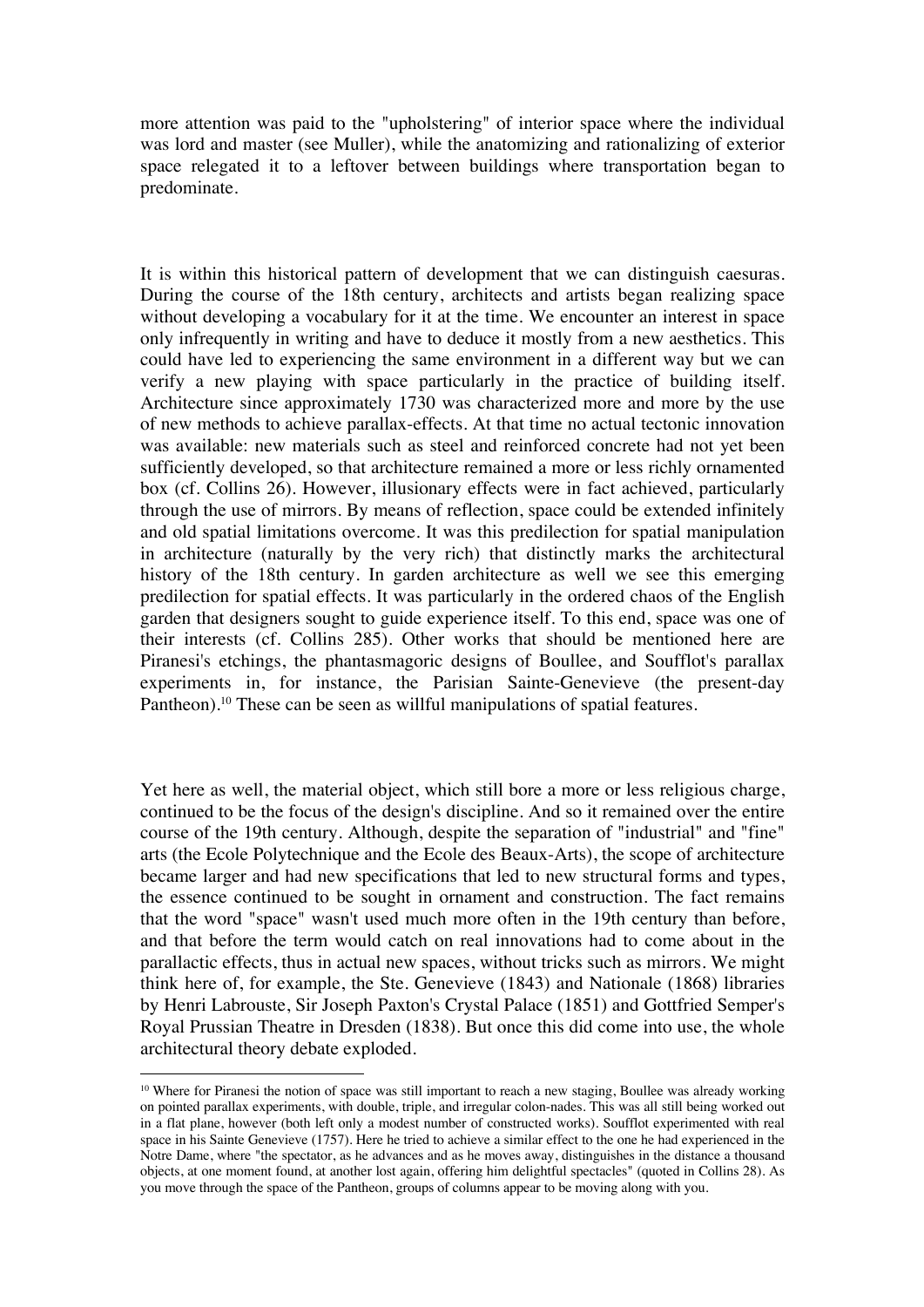more attention was paid to the "upholstering" of interior space where the individual was lord and master (see Muller), while the anatomizing and rationalizing of exterior space relegated it to a leftover between buildings where transportation began to predominate.

It is within this historical pattern of development that we can distinguish caesuras. During the course of the 18th century, architects and artists began realizing space without developing a vocabulary for it at the time. We encounter an interest in space only infrequently in writing and have to deduce it mostly from a new aesthetics. This could have led to experiencing the same environment in a different way but we can verify a new playing with space particularly in the practice of building itself. Architecture since approximately 1730 was characterized more and more by the use of new methods to achieve parallax-effects. At that time no actual tectonic innovation was available: new materials such as steel and reinforced concrete had not yet been sufficiently developed, so that architecture remained a more or less richly ornamented box (cf. Collins 26). However, illusionary effects were in fact achieved, particularly through the use of mirrors. By means of reflection, space could be extended infinitely and old spatial limitations overcome. It was this predilection for spatial manipulation in architecture (naturally by the very rich) that distinctly marks the architectural history of the 18th century. In garden architecture as well we see this emerging predilection for spatial effects. It was particularly in the ordered chaos of the English garden that designers sought to guide experience itself. To this end, space was one of their interests (cf. Collins 285). Other works that should be mentioned here are Piranesi's etchings, the phantasmagoric designs of Boullee, and Soufflot's parallax experiments in, for instance, the Parisian Sainte-Genevieve (the present-day Pantheon).[10] These can be seen as willful manipulations of spatial features.

Yet here as well, the material object, which still bore a more or less religious charge, continued to be the focus of the design's discipline. And so it remained over the entire course of the 19th century. Although, despite the separation of "industrial" and "fine" arts (the Ecole Polytechnique and the Ecole des Beaux-Arts), the scope of architecture became larger and had new specifications that led to new structural forms and types, the essence continued to be sought in ornament and construction. The fact remains that the word "space" wasn't used much more often in the 19th century than before, and that before the term would catch on real innovations had to come about in the parallactic effects, thus in actual new spaces, without tricks such as mirrors. We might think here of, for example, the Ste. Genevieve (1843) and Nationale (1868) libraries by Henri Labrouste, Sir Joseph Paxton's Crystal Palace (1851) and Gottfried Semper's Royal Prussian Theatre in Dresden (1838). But once this did come into use, the whole architectural theory debate exploded.

[10] Where for Piranesi the notion of space was still important to reach a new staging, Boullee was already working on pointed parallax experiments, with double, triple, and irregular colon-nades. This was all still being worked out in a flat plane, however (both left only a modest number of constructed works). Soufflot experimented with real space in his Sainte Genevieve (1757). Here he tried to achieve a similar effect to the one he had experienced in the Notre Dame, where "the spectator, as he advances and as he moves away, distinguishes in the distance a thousand objects, at one moment found, at another lost again, offering him delightful spectacles" (quoted in Collins 28). As you move through the space of the Pantheon, groups of columns appear to be moving along with you.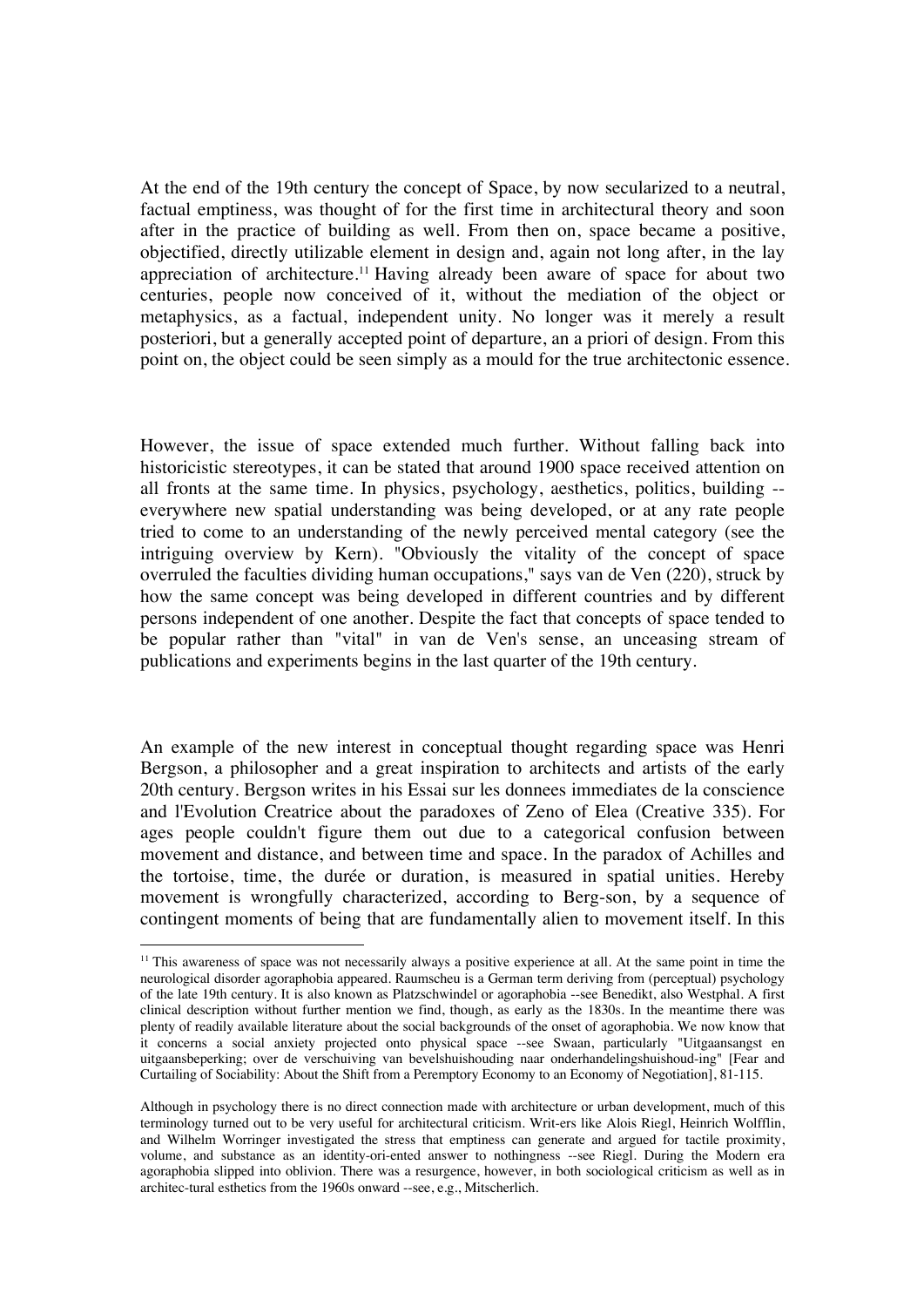At the end of the 19th century the concept of Space, by now secularized to a neutral, factual emptiness, was thought of for the first time in architectural theory and soon after in the practice of building as well. From then on, space became a positive, objectified, directly utilizable element in design and, again not long after, in the lay appreciation of architecture.[11] Having already been aware of space for about two centuries, people now conceived of it, without the mediation of the object or metaphysics, as a factual, independent unity. No longer was it merely a result posteriori, but a generally accepted point of departure, an a priori of design. From this point on, the object could be seen simply as a mould for the true architectonic essence.

However, the issue of space extended much further. Without falling back into historicistic stereotypes, it can be stated that around 1900 space received attention on all fronts at the same time. In physics, psychology, aesthetics, politics, building -- everywhere new spatial understanding was being developed, or at any rate people tried to come to an understanding of the newly perceived mental category (see the intriguing overview by Kern). "Obviously the vitality of the concept of space overruled the faculties dividing human occupations," says van de Ven (220), struck by how the same concept was being developed in different countries and by different persons independent of one another. Despite the fact that concepts of space tended to be popular rather than "vital" in van de Ven's sense, an unceasing stream of publications and experiments begins in the last quarter of the 19th century.

An example of the new interest in conceptual thought regarding space was Henri Bergson, a philosopher and a great inspiration to architects and artists of the early 20th century. Bergson writes in his Essai sur les donnees immediates de la conscience and l'Evolution Creatrice about the paradoxes of Zeno of Elea (Creative 335). For ages people couldn't figure them out due to a categorical confusion between movement and distance, and between time and space. In the paradox of Achilles and the tortoise, time, the durée or duration, is measured in spatial unities. Hereby movement is wrongfully characterized, according to Berg-son, by a sequence of contingent moments of being that are fundamentally alien to movement itself. In this

---

[11] This awareness of space was not necessarily always a positive experience at all. At the same point in time the neurological disorder agoraphobia appeared. Raumscheu is a German term deriving from (perceptual) psychology of the late 19th century. It is also known as Platzschwindel or agoraphobia --see Benedikt, also Westphal. A first clinical description without further mention we find, though, as early as the 1830s. In the meantime there was plenty of readily available literature about the social backgrounds of the onset of agoraphobia. We now know that it concerns a social anxiety projected onto physical space --see Swaan, particularly "Uitgaansangst en uitgaansbeperking; over de verschuiving van bevelshuishouding naar onderhandelingshuishoud-ing" [Fear and Curtailing of Sociability: About the Shift from a Peremptory Economy to an Economy of Negotiation], 81-115.

Although in psychology there is no direct connection made with architecture or urban development, much of this terminology turned out to be very useful for architectural criticism. Writ-ers like Alois Riegl, Heinrich Wolfflin, and Wilhelm Worringer investigated the stress that emptiness can generate and argued for tactile proximity, volume, and substance as an identity-ori-ented answer to nothingness --see Riegl. During the Modern era agoraphobia slipped into oblivion. There was a resurgence, however, in both sociological criticism as well as in architec-tural esthetics from the 1960s onward --see, e.g., Mitscherlich.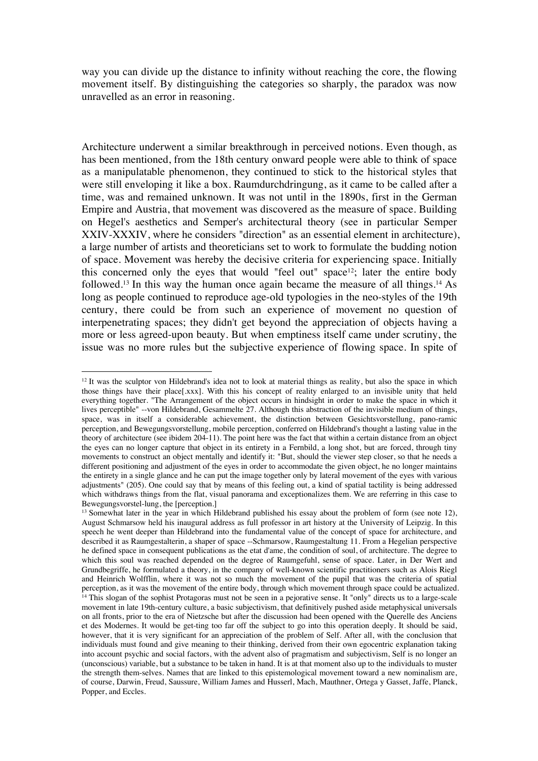way you can divide up the distance to infinity without reaching the core, the flowing movement itself. By distinguishing the categories so sharply, the paradox was now unravelled as an error in reasoning.

Architecture underwent a similar breakthrough in perceived notions. Even though, as has been mentioned, from the 18th century onward people were able to think of space as a manipulatable phenomenon, they continued to stick to the historical styles that were still enveloping it like a box. Raumdurchdringung, as it came to be called after a time, was and remained unknown. It was not until in the 1890s, first in the German Empire and Austria, that movement was discovered as the measure of space. Building on Hegel's aesthetics and Semper's architectural theory (see in particular Semper XXIV-XXXIV, where he considers "direction" as an essential element in architecture), a large number of artists and theoreticians set to work to formulate the budding notion of space. Movement was hereby the decisive criteria for experiencing space. Initially this concerned only the eyes that would "feel out" space[12]; later the entire body followed.[13] In this way the human once again became the measure of all things.[14] As long as people continued to reproduce age-old typologies in the neo-styles of the 19th century, there could be from such an experience of movement no question of interpenetrating spaces; they didn't get beyond the appreciation of objects having a more or less agreed-upon beauty. But when emptiness itself came under scrutiny, the issue was no more rules but the subjective experience of flowing space. In spite of

---

[12] It was the sculptor von Hildebrand's idea not to look at material things as reality, but also the space in which those things have their place[.xxx]. With this his concept of reality enlarged to an invisible unity that held everything together. "The Arrangement of the object occurs in hindsight in order to make the space in which it lives perceptible" --von Hildebrand, Gesammelte 27. Although this abstraction of the invisible medium of things, space, was in itself a considerable achievement, the distinction between Gesichtsvorstellung, pano-ramic perception, and Bewegungsvorstellung, mobile perception, conferred on Hildebrand's thought a lasting value in the theory of architecture (see ibidem 204-11). The point here was the fact that within a certain distance from an object the eyes can no longer capture that object in its entirety in a Fernbild, a long shot, but are forced, through tiny movements to construct an object mentally and identify it: "But, should the viewer step closer, so that he needs a different positioning and adjustment of the eyes in order to accommodate the given object, he no longer maintains the entirety in a single glance and he can put the image together only by lateral movement of the eyes with various adjustments" (205). One could say that by means of this feeling out, a kind of spatial tactility is being addressed which withdraws things from the flat, visual panorama and exceptionalizes them. We are referring in this case to Bewegungsvorstel-lung, the [perception.]

[13] Somewhat later in the year in which Hildebrand published his essay about the problem of form (see note 12), August Schmarsow held his inaugural address as full professor in art history at the University of Leipzig. In this speech he went deeper than Hildebrand into the fundamental value of the concept of space for architecture, and described it as Raumgestalterin, a shaper of space --Schmarsow, Raumgestaltung 11. From a Hegelian perspective he defined space in consequent publications as the etat d'ame, the condition of soul, of architecture. The degree to which this soul was reached depended on the degree of Raumgefuhl, sense of space. Later, in Der Wert and Grundbegriffe, he formulated a theory, in the company of well-known scientific practitioners such as Alois Riegl and Heinrich Wolfflin, where it was not so much the movement of the pupil that was the criteria of spatial perception, as it was the movement of the entire body, through which movement through space could be actualized.

[14] This slogan of the sophist Protagoras must not be seen in a pejorative sense. It "only" directs us to a large-scale movement in late 19th-century culture, a basic subjectivism, that definitively pushed aside metaphysical universals on all fronts, prior to the era of Nietzsche but after the discussion had been opened with the Querelle des Anciens et des Modernes. It would be get-ting too far off the subject to go into this operation deeply. It should be said, however, that it is very significant for an appreciation of the problem of Self. After all, with the conclusion that individuals must found and give meaning to their thinking, derived from their own egocentric explanation taking into account psychic and social factors, with the advent also of pragmatism and subjectivism, Self is no longer an (unconscious) variable, but a substance to be taken in hand. It is at that moment also up to the individuals to muster the strength them-selves. Names that are linked to this epistemological movement toward a new nominalism are, of course, Darwin, Freud, Saussure, William James and Husserl, Mach, Mauthner, Ortega y Gasset, Jaffe, Planck, Popper, and Eccles.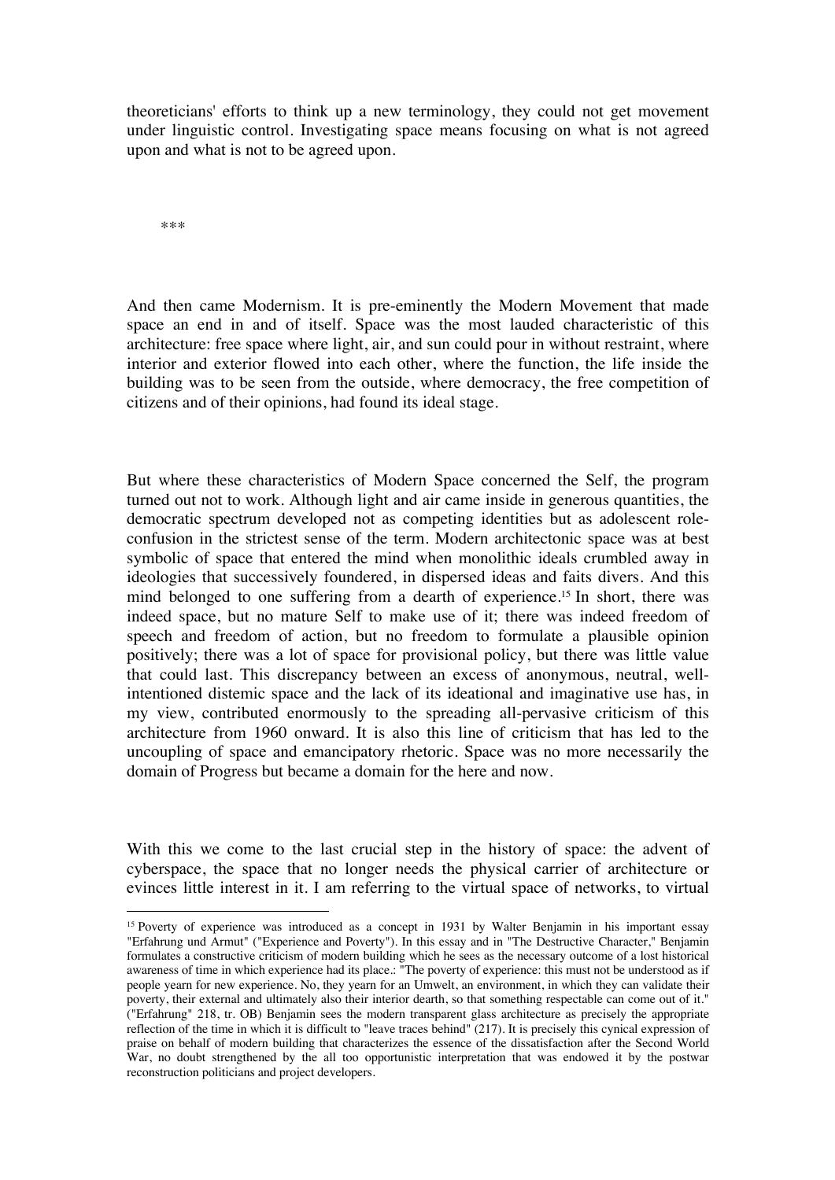theoreticians' efforts to think up a new terminology, they could not get movement under linguistic control. Investigating space means focusing on what is not agreed upon and what is not to be agreed upon.

***

And then came Modernism. It is pre-eminently the Modern Movement that made space an end in and of itself. Space was the most lauded characteristic of this architecture: free space where light, air, and sun could pour in without restraint, where interior and exterior flowed into each other, where the function, the life inside the building was to be seen from the outside, where democracy, the free competition of citizens and of their opinions, had found its ideal stage.

But where these characteristics of Modern Space concerned the Self, the program turned out not to work. Although light and air came inside in generous quantities, the democratic spectrum developed not as competing identities but as adolescent role-confusion in the strictest sense of the term. Modern architectonic space was at best symbolic of space that entered the mind when monolithic ideals crumbled away in ideologies that successively foundered, in dispersed ideas and faits divers. And this mind belonged to one suffering from a dearth of experience.[15] In short, there was indeed space, but no mature Self to make use of it; there was indeed freedom of speech and freedom of action, but no freedom to formulate a plausible opinion positively; there was a lot of space for provisional policy, but there was little value that could last. This discrepancy between an excess of anonymous, neutral, well-intentioned distemic space and the lack of its ideational and imaginative use has, in my view, contributed enormously to the spreading all-pervasive criticism of this architecture from 1960 onward. It is also this line of criticism that has led to the uncoupling of space and emancipatory rhetoric. Space was no more necessarily the domain of Progress but became a domain for the here and now.

With this we come to the last crucial step in the history of space: the advent of cyberspace, the space that no longer needs the physical carrier of architecture or evinces little interest in it. I am referring to the virtual space of networks, to virtual

---

[15] Poverty of experience was introduced as a concept in 1931 by Walter Benjamin in his important essay "Erfahrung und Armut" ("Experience and Poverty"). In this essay and in "The Destructive Character," Benjamin formulates a constructive criticism of modern building which he sees as the necessary outcome of a lost historical awareness of time in which experience had its place.: "The poverty of experience: this must not be understood as if people yearn for new experience. No, they yearn for an Umwelt, an environment, in which they can validate their poverty, their external and ultimately also their interior dearth, so that something respectable can come out of it." ("Erfahrung" 218, tr. OB) Benjamin sees the modern transparent glass architecture as precisely the appropriate reflection of the time in which it is difficult to "leave traces behind" (217). It is precisely this cynical expression of praise on behalf of modern building that characterizes the essence of the dissatisfaction after the Second World War, no doubt strengthened by the all too opportunistic interpretation that was endowed it by the postwar reconstruction politicians and project developers.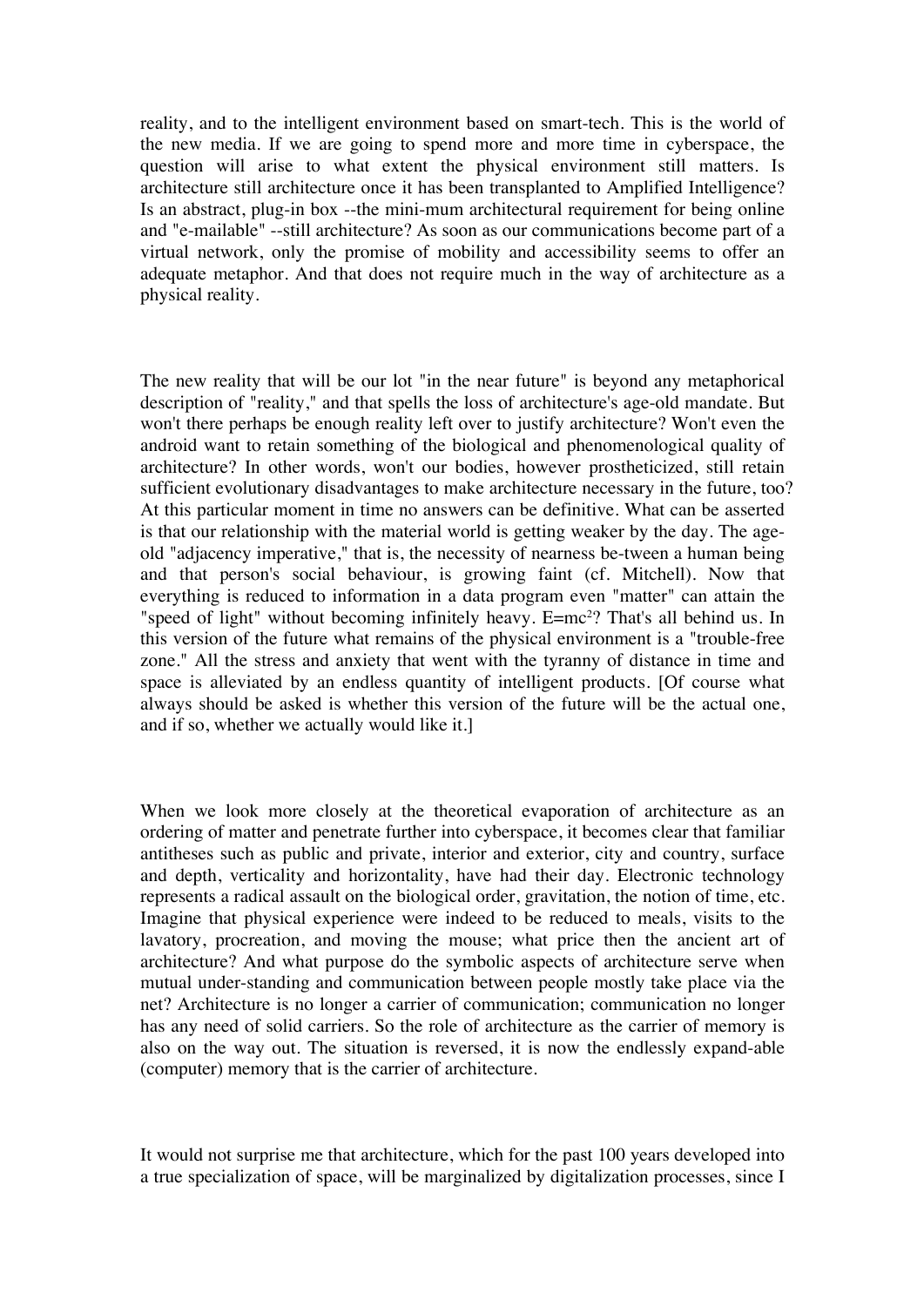reality, and to the intelligent environment based on smart-tech. This is the world of the new media. If we are going to spend more and more time in cyberspace, the question will arise to what extent the physical environment still matters. Is architecture still architecture once it has been transplanted to Amplified Intelligence? Is an abstract, plug-in box --the mini-mum architectural requirement for being online and "e-mailable" --still architecture? As soon as our communications become part of a virtual network, only the promise of mobility and accessibility seems to offer an adequate metaphor. And that does not require much in the way of architecture as a physical reality.

The new reality that will be our lot "in the near future" is beyond any metaphorical description of "reality," and that spells the loss of architecture's age-old mandate. But won't there perhaps be enough reality left over to justify architecture? Won't even the android want to retain something of the biological and phenomenological quality of architecture? In other words, won't our bodies, however prostheticized, still retain sufficient evolutionary disadvantages to make architecture necessary in the future, too? At this particular moment in time no answers can be definitive. What can be asserted is that our relationship with the material world is getting weaker by the day. The age-old "adjacency imperative," that is, the necessity of nearness be-tween a human being and that person's social behaviour, is growing faint (cf. Mitchell). Now that everything is reduced to information in a data program even "matter" can attain the "speed of light" without becoming infinitely heavy. $E=mc^2$? That's all behind us. In this version of the future what remains of the physical environment is a "trouble-free zone." All the stress and anxiety that went with the tyranny of distance in time and space is alleviated by an endless quantity of intelligent products. [Of course what always should be asked is whether this version of the future will be the actual one, and if so, whether we actually would like it.]

When we look more closely at the theoretical evaporation of architecture as an ordering of matter and penetrate further into cyberspace, it becomes clear that familiar antitheses such as public and private, interior and exterior, city and country, surface and depth, verticality and horizontality, have had their day. Electronic technology represents a radical assault on the biological order, gravitation, the notion of time, etc. Imagine that physical experience were indeed to be reduced to meals, visits to the lavatory, procreation, and moving the mouse; what price then the ancient art of architecture? And what purpose do the symbolic aspects of architecture serve when mutual under-standing and communication between people mostly take place via the net? Architecture is no longer a carrier of communication; communication no longer has any need of solid carriers. So the role of architecture as the carrier of memory is also on the way out. The situation is reversed, it is now the endlessly expand-able (computer) memory that is the carrier of architecture.

It would not surprise me that architecture, which for the past 100 years developed into a true specialization of space, will be marginalized by digitalization processes, since I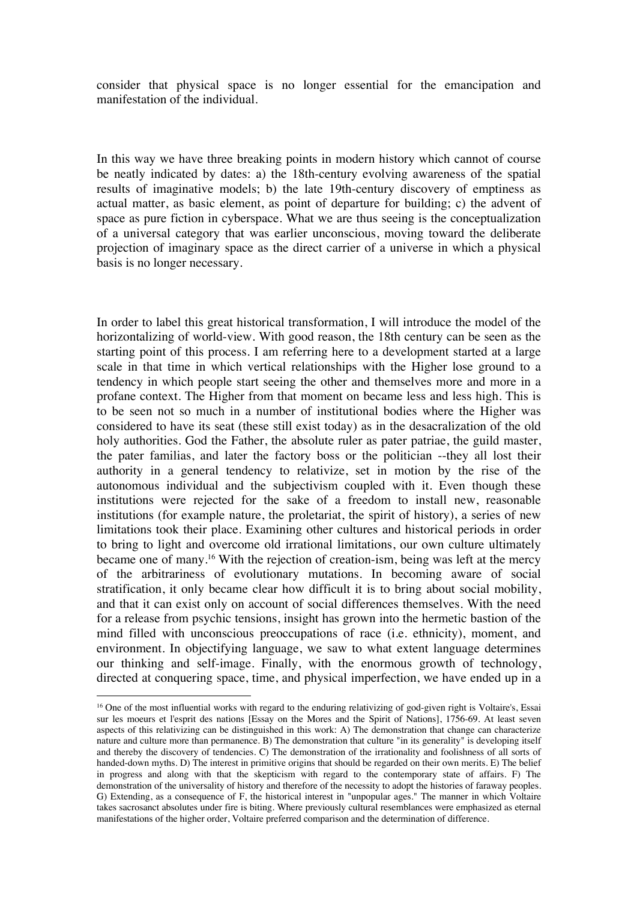consider that physical space is no longer essential for the emancipation and manifestation of the individual.

In this way we have three breaking points in modern history which cannot of course be neatly indicated by dates: a) the 18th-century evolving awareness of the spatial results of imaginative models; b) the late 19th-century discovery of emptiness as actual matter, as basic element, as point of departure for building; c) the advent of space as pure fiction in cyberspace. What we are thus seeing is the conceptualization of a universal category that was earlier unconscious, moving toward the deliberate projection of imaginary space as the direct carrier of a universe in which a physical basis is no longer necessary.

In order to label this great historical transformation, I will introduce the model of the horizontalizing of world-view. With good reason, the 18th century can be seen as the starting point of this process. I am referring here to a development started at a large scale in that time in which vertical relationships with the Higher lose ground to a tendency in which people start seeing the other and themselves more and more in a profane context. The Higher from that moment on became less and less high. This is to be seen not so much in a number of institutional bodies where the Higher was considered to have its seat (these still exist today) as in the desacralization of the old holy authorities. God the Father, the absolute ruler as pater patriae, the guild master, the pater familias, and later the factory boss or the politician --they all lost their authority in a general tendency to relativize, set in motion by the rise of the autonomous individual and the subjectivism coupled with it. Even though these institutions were rejected for the sake of a freedom to install new, reasonable institutions (for example nature, the proletariat, the spirit of history), a series of new limitations took their place. Examining other cultures and historical periods in order to bring to light and overcome old irrational limitations, our own culture ultimately became one of many.[16] With the rejection of creation-ism, being was left at the mercy of the arbitrariness of evolutionary mutations. In becoming aware of social stratification, it only became clear how difficult it is to bring about social mobility, and that it can exist only on account of social differences themselves. With the need for a release from psychic tensions, insight has grown into the hermetic bastion of the mind filled with unconscious preoccupations of race (i.e. ethnicity), moment, and environment. In objectifying language, we saw to what extent language determines our thinking and self-image. Finally, with the enormous growth of technology, directed at conquering space, time, and physical imperfection, we have ended up in a

[16] One of the most influential works with regard to the enduring relativizing of god-given right is Voltaire's, Essai sur les moeurs et l'esprit des nations [Essay on the Mores and the Spirit of Nations], 1756-69. At least seven aspects of this relativizing can be distinguished in this work: A) The demonstration that change can characterize nature and culture more than permanence. B) The demonstration that culture "in its generality" is developing itself and thereby the discovery of tendencies. C) The demonstration of the irrationality and foolishness of all sorts of handed-down myths. D) The interest in primitive origins that should be regarded on their own merits. E) The belief in progress and along with that the skepticism with regard to the contemporary state of affairs. F) The demonstration of the universality of history and therefore of the necessity to adopt the histories of faraway peoples. G) Extending, as a consequence of F, the historical interest in "unpopular ages." The manner in which Voltaire takes sacrosanct absolutes under fire is biting. Where previously cultural resemblances were emphasized as eternal manifestations of the higher order, Voltaire preferred comparison and the determination of difference.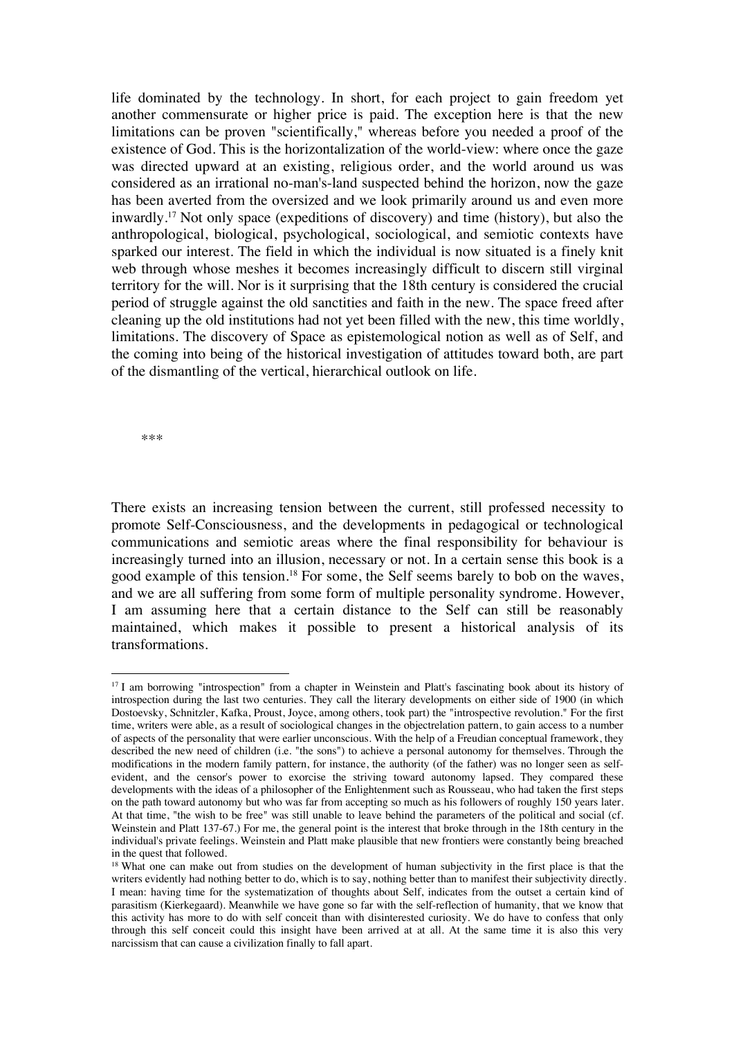life dominated by the technology. In short, for each project to gain freedom yet another commensurate or higher price is paid. The exception here is that the new limitations can be proven "scientifically," whereas before you needed a proof of the existence of God. This is the horizontalization of the world-view: where once the gaze was directed upward at an existing, religious order, and the world around us was considered as an irrational no-man's-land suspected behind the horizon, now the gaze has been averted from the oversized and we look primarily around us and even more inwardly.[17] Not only space (expeditions of discovery) and time (history), but also the anthropological, biological, psychological, sociological, and semiotic contexts have sparked our interest. The field in which the individual is now situated is a finely knit web through whose meshes it becomes increasingly difficult to discern still virginal territory for the will. Nor is it surprising that the 18th century is considered the crucial period of struggle against the old sanctities and faith in the new. The space freed after cleaning up the old institutions had not yet been filled with the new, this time worldly, limitations. The discovery of Space as epistemological notion as well as of Self, and the coming into being of the historical investigation of attitudes toward both, are part of the dismantling of the vertical, hierarchical outlook on life.

***

There exists an increasing tension between the current, still professed necessity to promote Self-Consciousness, and the developments in pedagogical or technological communications and semiotic areas where the final responsibility for behaviour is increasingly turned into an illusion, necessary or not. In a certain sense this book is a good example of this tension.[18] For some, the Self seems barely to bob on the waves, and we are all suffering from some form of multiple personality syndrome. However, I am assuming here that a certain distance to the Self can still be reasonably maintained, which makes it possible to present a historical analysis of its transformations.

---

[17] I am borrowing "introspection" from a chapter in Weinstein and Platt's fascinating book about its history of introspection during the last two centuries. They call the literary developments on either side of 1900 (in which Dostoevsky, Schnitzler, Kafka, Proust, Joyce, among others, took part) the "introspective revolution." For the first time, writers were able, as a result of sociological changes in the objectrelation pattern, to gain access to a number of aspects of the personality that were earlier unconscious. With the help of a Freudian conceptual framework, they described the new need of children (i.e. "the sons") to achieve a personal autonomy for themselves. Through the modifications in the modern family pattern, for instance, the authority (of the father) was no longer seen as self-evident, and the censor's power to exorcise the striving toward autonomy lapsed. They compared these developments with the ideas of a philosopher of the Enlightenment such as Rousseau, who had taken the first steps on the path toward autonomy but who was far from accepting so much as his followers of roughly 150 years later. At that time, "the wish to be free" was still unable to leave behind the parameters of the political and social (cf. Weinstein and Platt 137-67.) For me, the general point is the interest that broke through in the 18th century in the individual's private feelings. Weinstein and Platt make plausible that new frontiers were constantly being breached in the quest that followed.

[18] What one can make out from studies on the development of human subjectivity in the first place is that the writers evidently had nothing better to do, which is to say, nothing better than to manifest their subjectivity directly. I mean: having time for the systematization of thoughts about Self, indicates from the outset a certain kind of parasitism (Kierkegaard). Meanwhile we have gone so far with the self-reflection of humanity, that we know that this activity has more to do with self conceit than with disinterested curiosity. We do have to confess that only through this self conceit could this insight have been arrived at at all. At the same time it is also this very narcissism that can cause a civilization finally to fall apart.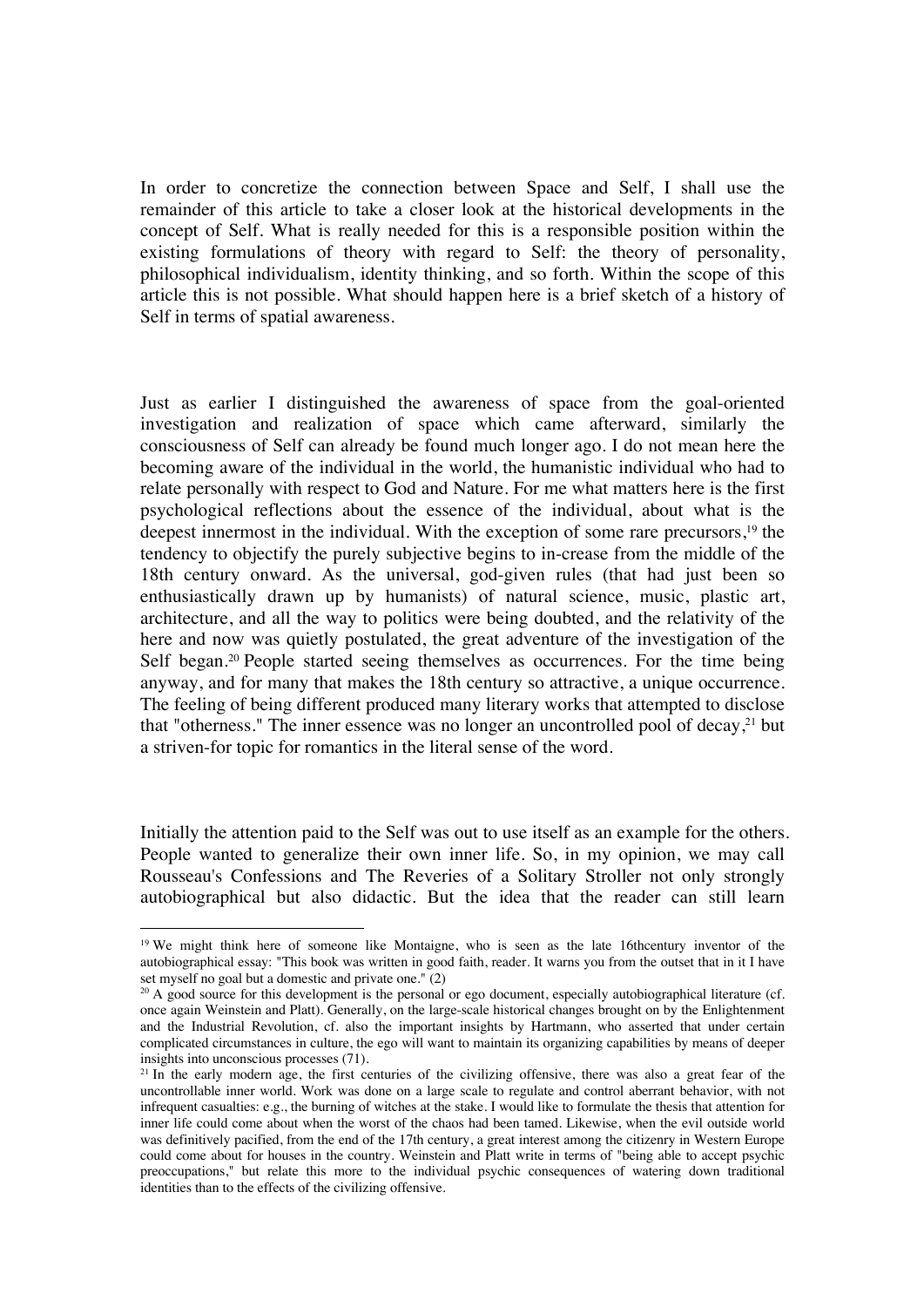In order to concretize the connection between Space and Self, I shall use the remainder of this article to take a closer look at the historical developments in the concept of Self. What is really needed for this is a responsible position within the existing formulations of theory with regard to Self: the theory of personality, philosophical individualism, identity thinking, and so forth. Within the scope of this article this is not possible. What should happen here is a brief sketch of a history of Self in terms of spatial awareness.

Just as earlier I distinguished the awareness of space from the goal-oriented investigation and realization of space which came afterward, similarly the consciousness of Self can already be found much longer ago. I do not mean here the becoming aware of the individual in the world, the humanistic individual who had to relate personally with respect to God and Nature. For me what matters here is the first psychological reflections about the essence of the individual, about what is the deepest innermost in the individual. With the exception of some rare precursors,[19] the tendency to objectify the purely subjective begins to in-crease from the middle of the 18th century onward. As the universal, god-given rules (that had just been so enthusiastically drawn up by humanists) of natural science, music, plastic art, architecture, and all the way to politics were being doubted, and the relativity of the here and now was quietly postulated, the great adventure of the investigation of the Self began.[20] People started seeing themselves as occurrences. For the time being anyway, and for many that makes the 18th century so attractive, a unique occurrence. The feeling of being different produced many literary works that attempted to disclose that "otherness." The inner essence was no longer an uncontrolled pool of decay,[21] but a striven-for topic for romantics in the literal sense of the word.

Initially the attention paid to the Self was out to use itself as an example for the others. People wanted to generalize their own inner life. So, in my opinion, we may call Rousseau's Confessions and The Reveries of a Solitary Stroller not only strongly autobiographical but also didactic. But the idea that the reader can still learn

[19] We might think here of someone like Montaigne, who is seen as the late 16thcentury inventor of the autobiographical essay: "This book was written in good faith, reader. It warns you from the outset that in it I have set myself no goal but a domestic and private one." (2)

[20] A good source for this development is the personal or ego document, especially autobiographical literature (cf. once again Weinstein and Platt). Generally, on the large-scale historical changes brought on by the Enlightenment and the Industrial Revolution, cf. also the important insights by Hartmann, who asserted that under certain complicated circumstances in culture, the ego will want to maintain its organizing capabilities by means of deeper insights into unconscious processes (71).

[21] In the early modern age, the first centuries of the civilizing offensive, there was also a great fear of the uncontrollable inner world. Work was done on a large scale to regulate and control aberrant behavior, with not infrequent casualties: e.g., the burning of witches at the stake. I would like to formulate the thesis that attention for inner life could come about when the worst of the chaos had been tamed. Likewise, when the evil outside world was definitively pacified, from the end of the 17th century, a great interest among the citizenry in Western Europe could come about for houses in the country. Weinstein and Platt write in terms of "being able to accept psychic preoccupations," but relate this more to the individual psychic consequences of watering down traditional identities than to the effects of the civilizing offensive.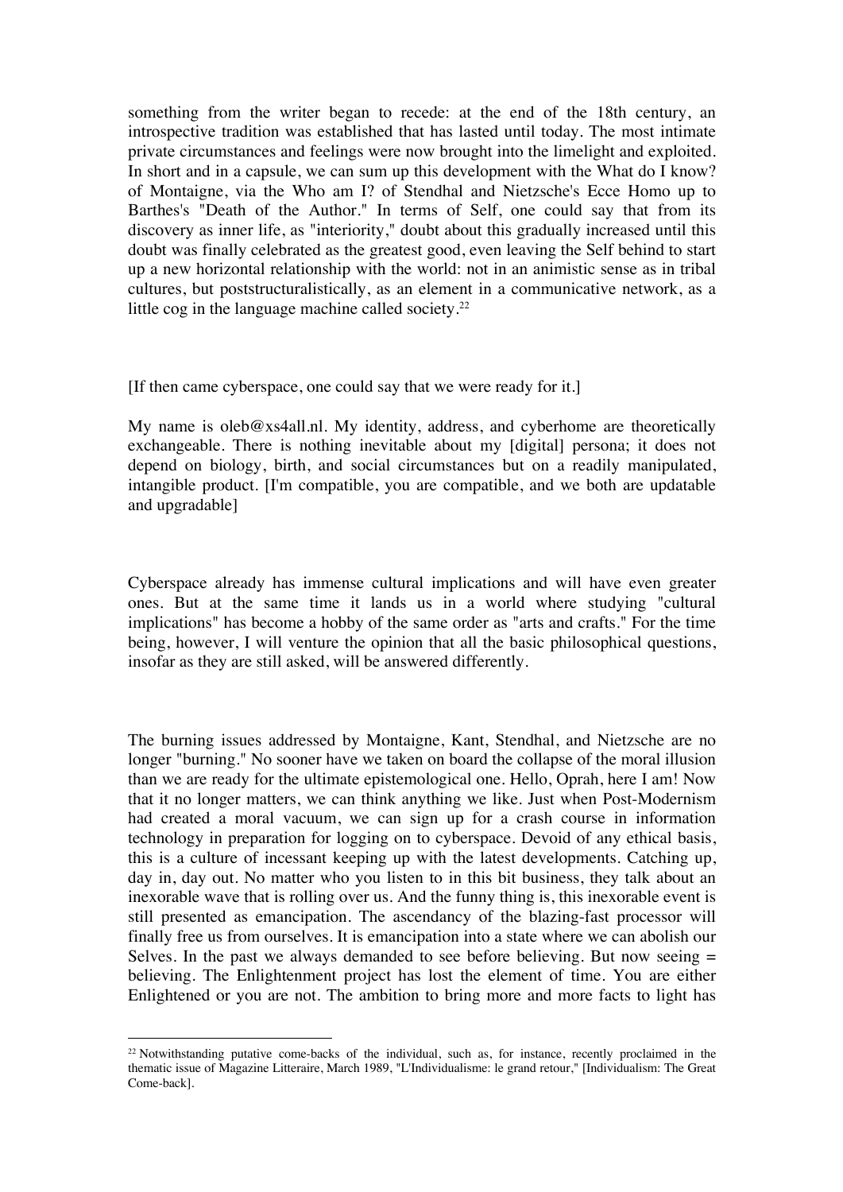something from the writer began to recede: at the end of the 18th century, an introspective tradition was established that has lasted until today. The most intimate private circumstances and feelings were now brought into the limelight and exploited. In short and in a capsule, we can sum up this development with the What do I know? of Montaigne, via the Who am I? of Stendhal and Nietzsche's Ecce Homo up to Barthes's "Death of the Author." In terms of Self, one could say that from its discovery as inner life, as "interiority," doubt about this gradually increased until this doubt was finally celebrated as the greatest good, even leaving the Self behind to start up a new horizontal relationship with the world: not in an animistic sense as in tribal cultures, but poststructuralistically, as an element in a communicative network, as a little cog in the language machine called society.[22]

[If then came cyberspace, one could say that we were ready for it.]

My name is oleb@xs4all.nl. My identity, address, and cyberhome are theoretically exchangeable. There is nothing inevitable about my [digital] persona; it does not depend on biology, birth, and social circumstances but on a readily manipulated, intangible product. [I'm compatible, you are compatible, and we both are updatable and upgradable]

Cyberspace already has immense cultural implications and will have even greater ones. But at the same time it lands us in a world where studying "cultural implications" has become a hobby of the same order as "arts and crafts." For the time being, however, I will venture the opinion that all the basic philosophical questions, insofar as they are still asked, will be answered differently.

The burning issues addressed by Montaigne, Kant, Stendhal, and Nietzsche are no longer "burning." No sooner have we taken on board the collapse of the moral illusion than we are ready for the ultimate epistemological one. Hello, Oprah, here I am! Now that it no longer matters, we can think anything we like. Just when Post-Modernism had created a moral vacuum, we can sign up for a crash course in information technology in preparation for logging on to cyberspace. Devoid of any ethical basis, this is a culture of incessant keeping up with the latest developments. Catching up, day in, day out. No matter who you listen to in this bit business, they talk about an inexorable wave that is rolling over us. And the funny thing is, this inexorable event is still presented as emancipation. The ascendancy of the blazing-fast processor will finally free us from ourselves. It is emancipation into a state where we can abolish our Selves. In the past we always demanded to see before believing. But now seeing = believing. The Enlightenment project has lost the element of time. You are either Enlightened or you are not. The ambition to bring more and more facts to light has

[22] Notwithstanding putative come-backs of the individual, such as, for instance, recently proclaimed in the thematic issue of Magazine Litteraire, March 1989, "L'Individualisme: le grand retour," [Individualism: The Great Come-back].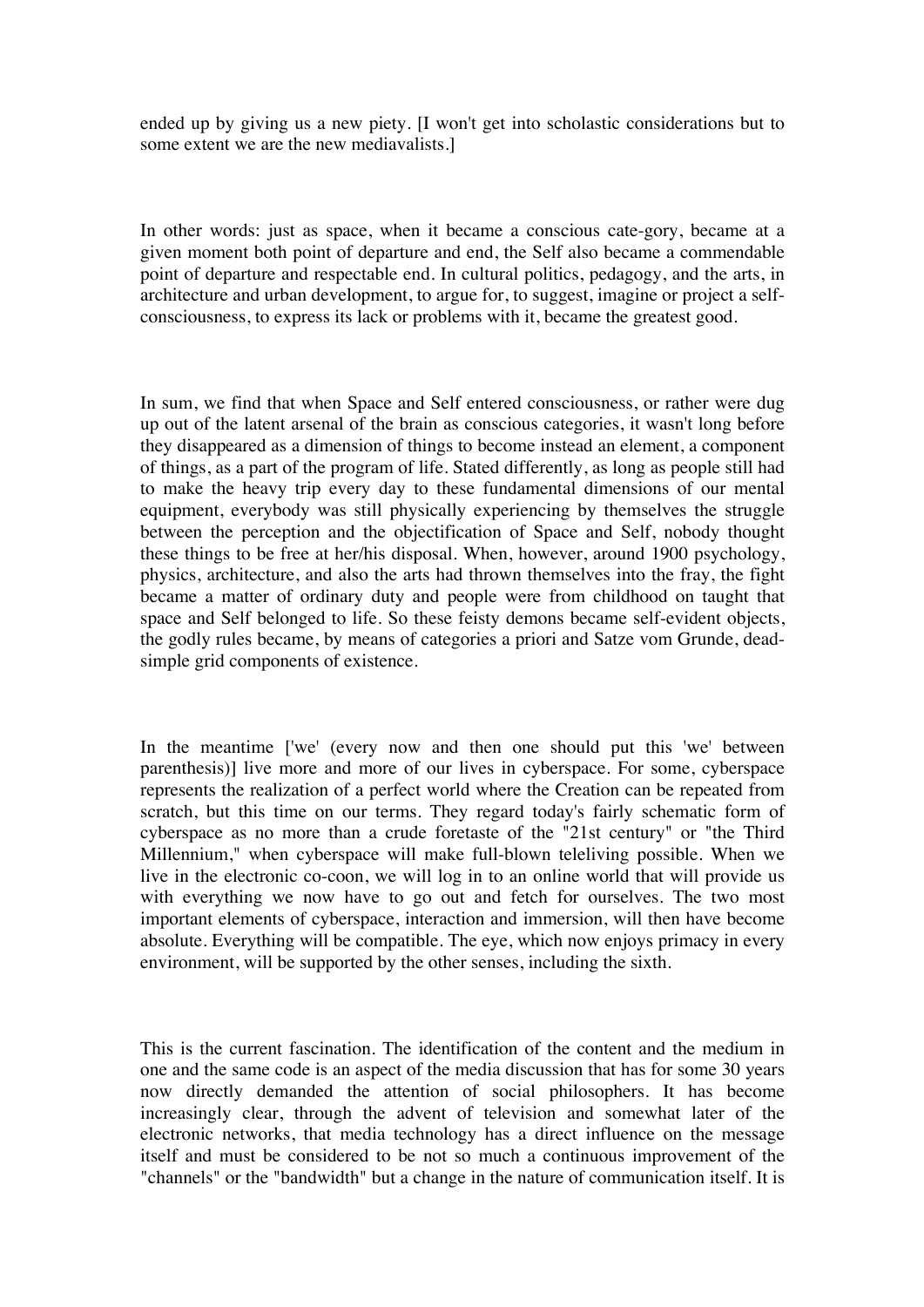ended up by giving us a new piety. [I won't get into scholastic considerations but to some extent we are the new mediavalists.]

In other words: just as space, when it became a conscious cate-gory, became at a given moment both point of departure and end, the Self also became a commendable point of departure and respectable end. In cultural politics, pedagogy, and the arts, in architecture and urban development, to argue for, to suggest, imagine or project a self-consciousness, to express its lack or problems with it, became the greatest good.

In sum, we find that when Space and Self entered consciousness, or rather were dug up out of the latent arsenal of the brain as conscious categories, it wasn't long before they disappeared as a dimension of things to become instead an element, a component of things, as a part of the program of life. Stated differently, as long as people still had to make the heavy trip every day to these fundamental dimensions of our mental equipment, everybody was still physically experiencing by themselves the struggle between the perception and the objectification of Space and Self, nobody thought these things to be free at her/his disposal. When, however, around 1900 psychology, physics, architecture, and also the arts had thrown themselves into the fray, the fight became a matter of ordinary duty and people were from childhood on taught that space and Self belonged to life. So these feisty demons became self-evident objects, the godly rules became, by means of categories a priori and Satze vom Grunde, dead-simple grid components of existence.

In the meantime ['we' (every now and then one should put this 'we' between parenthesis)] live more and more of our lives in cyberspace. For some, cyberspace represents the realization of a perfect world where the Creation can be repeated from scratch, but this time on our terms. They regard today's fairly schematic form of cyberspace as no more than a crude foretaste of the "21st century" or "the Third Millennium," when cyberspace will make full-blown teleliving possible. When we live in the electronic co-coon, we will log in to an online world that will provide us with everything we now have to go out and fetch for ourselves. The two most important elements of cyberspace, interaction and immersion, will then have become absolute. Everything will be compatible. The eye, which now enjoys primacy in every environment, will be supported by the other senses, including the sixth.

This is the current fascination. The identification of the content and the medium in one and the same code is an aspect of the media discussion that has for some 30 years now directly demanded the attention of social philosophers. It has become increasingly clear, through the advent of television and somewhat later of the electronic networks, that media technology has a direct influence on the message itself and must be considered to be not so much a continuous improvement of the "channels" or the "bandwidth" but a change in the nature of communication itself. It is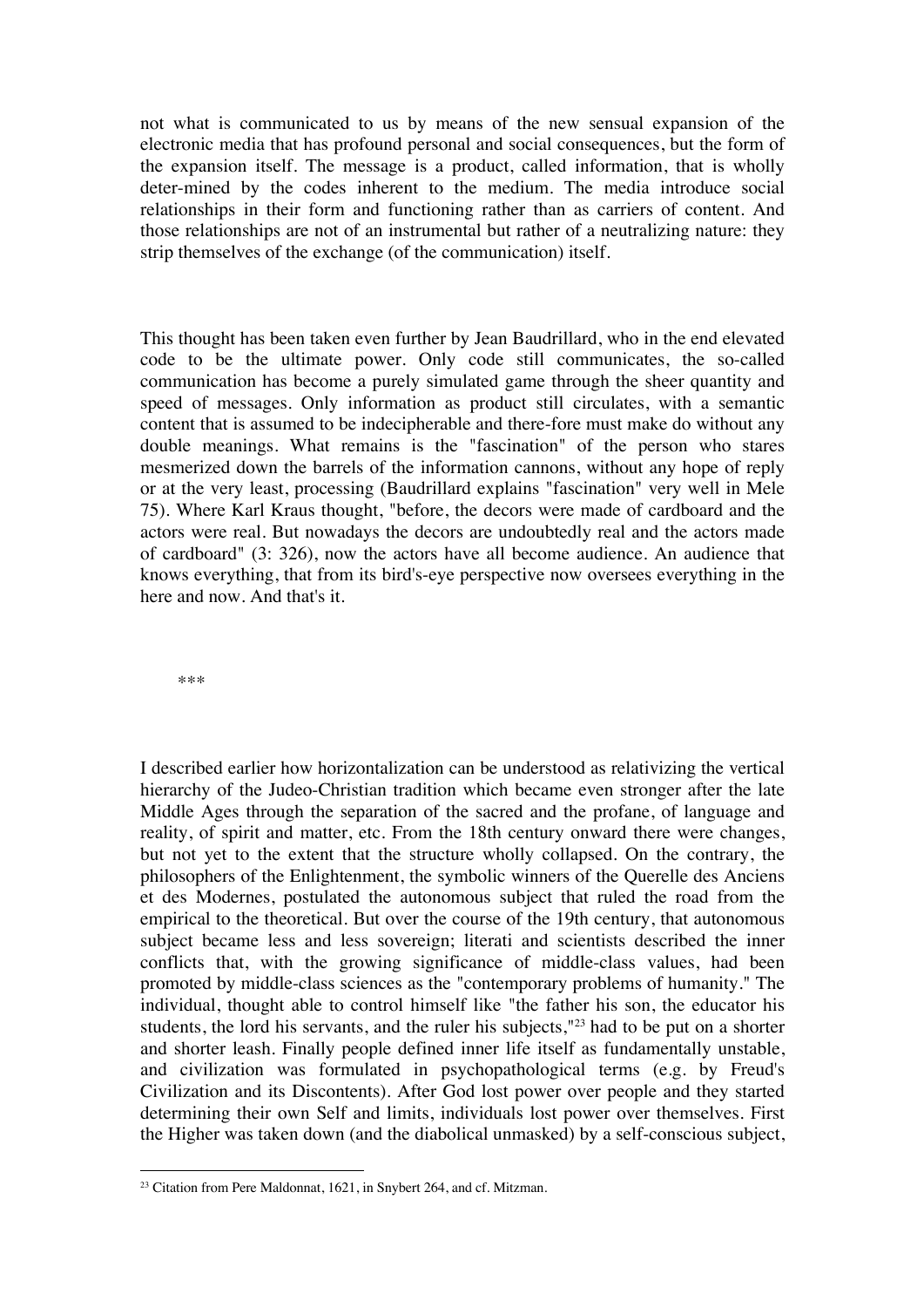not what is communicated to us by means of the new sensual expansion of the electronic media that has profound personal and social consequences, but the form of the expansion itself. The message is a product, called information, that is wholly deter-mined by the codes inherent to the medium. The media introduce social relationships in their form and functioning rather than as carriers of content. And those relationships are not of an instrumental but rather of a neutralizing nature: they strip themselves of the exchange (of the communication) itself.

This thought has been taken even further by Jean Baudrillard, who in the end elevated code to be the ultimate power. Only code still communicates, the so-called communication has become a purely simulated game through the sheer quantity and speed of messages. Only information as product still circulates, with a semantic content that is assumed to be indecipherable and there-fore must make do without any double meanings. What remains is the "fascination" of the person who stares mesmerized down the barrels of the information cannons, without any hope of reply or at the very least, processing (Baudrillard explains "fascination" very well in Mele 75). Where Karl Kraus thought, "before, the decors were made of cardboard and the actors were real. But nowadays the decors are undoubtedly real and the actors made of cardboard" (3: 326), now the actors have all become audience. An audience that knows everything, that from its bird's-eye perspective now oversees everything in the here and now. And that's it.

***

I described earlier how horizontalization can be understood as relativizing the vertical hierarchy of the Judeo-Christian tradition which became even stronger after the late Middle Ages through the separation of the sacred and the profane, of language and reality, of spirit and matter, etc. From the 18th century onward there were changes, but not yet to the extent that the structure wholly collapsed. On the contrary, the philosophers of the Enlightenment, the symbolic winners of the Querelle des Anciens et des Modernes, postulated the autonomous subject that ruled the road from the empirical to the theoretical. But over the course of the 19th century, that autonomous subject became less and less sovereign; literati and scientists described the inner conflicts that, with the growing significance of middle-class values, had been promoted by middle-class sciences as the "contemporary problems of humanity." The individual, thought able to control himself like "the father his son, the educator his students, the lord his servants, and the ruler his subjects,"[23] had to be put on a shorter and shorter leash. Finally people defined inner life itself as fundamentally unstable, and civilization was formulated in psychopathological terms (e.g. by Freud's Civilization and its Discontents). After God lost power over people and they started determining their own Self and limits, individuals lost power over themselves. First the Higher was taken down (and the diabolical unmasked) by a self-conscious subject,

[23] Citation from Pere Maldonnat, 1621, in Snybert 264, and cf. Mitzman.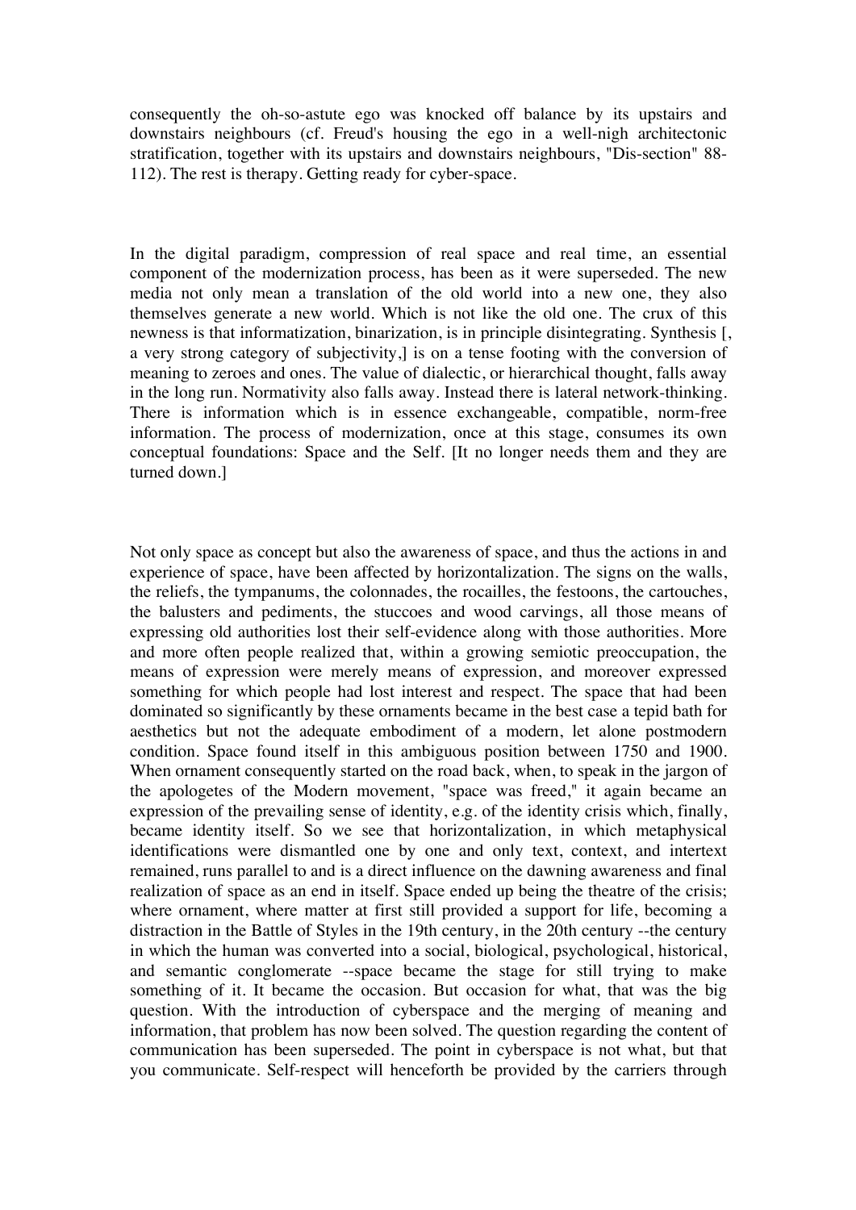consequently the oh-so-astute ego was knocked off balance by its upstairs and downstairs neighbours (cf. Freud's housing the ego in a well-nigh architectonic stratification, together with its upstairs and downstairs neighbours, "Dis-section" 88-112). The rest is therapy. Getting ready for cyber-space.

In the digital paradigm, compression of real space and real time, an essential component of the modernization process, has been as it were superseded. The new media not only mean a translation of the old world into a new one, they also themselves generate a new world. Which is not like the old one. The crux of this newness is that informatization, binarization, is in principle disintegrating. Synthesis [, a very strong category of subjectivity,] is on a tense footing with the conversion of meaning to zeroes and ones. The value of dialectic, or hierarchical thought, falls away in the long run. Normativity also falls away. Instead there is lateral network-thinking. There is information which is in essence exchangeable, compatible, norm-free information. The process of modernization, once at this stage, consumes its own conceptual foundations: Space and the Self. [It no longer needs them and they are turned down.]

Not only space as concept but also the awareness of space, and thus the actions in and experience of space, have been affected by horizontalization. The signs on the walls, the reliefs, the tympanums, the colonnades, the rocailles, the festoons, the cartouches, the balusters and pediments, the stuccoes and wood carvings, all those means of expressing old authorities lost their self-evidence along with those authorities. More and more often people realized that, within a growing semiotic preoccupation, the means of expression were merely means of expression, and moreover expressed something for which people had lost interest and respect. The space that had been dominated so significantly by these ornaments became in the best case a tepid bath for aesthetics but not the adequate embodiment of a modern, let alone postmodern condition. Space found itself in this ambiguous position between 1750 and 1900. When ornament consequently started on the road back, when, to speak in the jargon of the apologetes of the Modern movement, "space was freed," it again became an expression of the prevailing sense of identity, e.g. of the identity crisis which, finally, became identity itself. So we see that horizontalization, in which metaphysical identifications were dismantled one by one and only text, context, and intertext remained, runs parallel to and is a direct influence on the dawning awareness and final realization of space as an end in itself. Space ended up being the theatre of the crisis; where ornament, where matter at first still provided a support for life, becoming a distraction in the Battle of Styles in the 19th century, in the 20th century --the century in which the human was converted into a social, biological, psychological, historical, and semantic conglomerate --space became the stage for still trying to make something of it. It became the occasion. But occasion for what, that was the big question. With the introduction of cyberspace and the merging of meaning and information, that problem has now been solved. The question regarding the content of communication has been superseded. The point in cyberspace is not what, but that you communicate. Self-respect will henceforth be provided by the carriers through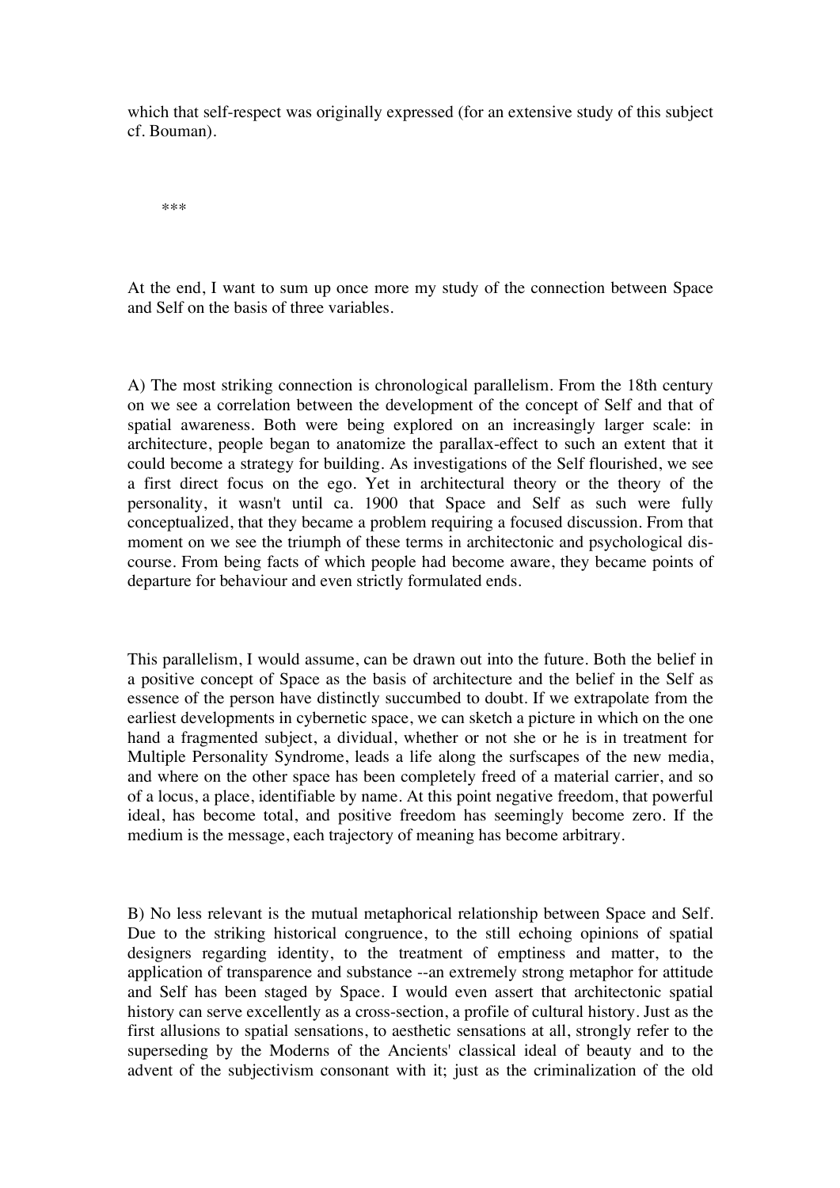which that self-respect was originally expressed (for an extensive study of this subject cf. Bouman).

\*\*\*

At the end, I want to sum up once more my study of the connection between Space and Self on the basis of three variables.

A) The most striking connection is chronological parallelism. From the 18th century on we see a correlation between the development of the concept of Self and that of spatial awareness. Both were being explored on an increasingly larger scale: in architecture, people began to anatomize the parallax-effect to such an extent that it could become a strategy for building. As investigations of the Self flourished, we see a first direct focus on the ego. Yet in architectural theory or the theory of the personality, it wasn't until ca. 1900 that Space and Self as such were fully conceptualized, that they became a problem requiring a focused discussion. From that moment on we see the triumph of these terms in architectonic and psychological discourse. From being facts of which people had become aware, they became points of departure for behaviour and even strictly formulated ends.

This parallelism, I would assume, can be drawn out into the future. Both the belief in a positive concept of Space as the basis of architecture and the belief in the Self as essence of the person have distinctly succumbed to doubt. If we extrapolate from the earliest developments in cybernetic space, we can sketch a picture in which on the one hand a fragmented subject, a dividual, whether or not she or he is in treatment for Multiple Personality Syndrome, leads a life along the surfscapes of the new media, and where on the other space has been completely freed of a material carrier, and so of a locus, a place, identifiable by name. At this point negative freedom, that powerful ideal, has become total, and positive freedom has seemingly become zero. If the medium is the message, each trajectory of meaning has become arbitrary.

B) No less relevant is the mutual metaphorical relationship between Space and Self. Due to the striking historical congruence, to the still echoing opinions of spatial designers regarding identity, to the treatment of emptiness and matter, to the application of transparence and substance --an extremely strong metaphor for attitude and Self has been staged by Space. I would even assert that architectonic spatial history can serve excellently as a cross-section, a profile of cultural history. Just as the first allusions to spatial sensations, to aesthetic sensations at all, strongly refer to the superseding by the Moderns of the Ancients' classical ideal of beauty and to the advent of the subjectivism consonant with it; just as the criminalization of the old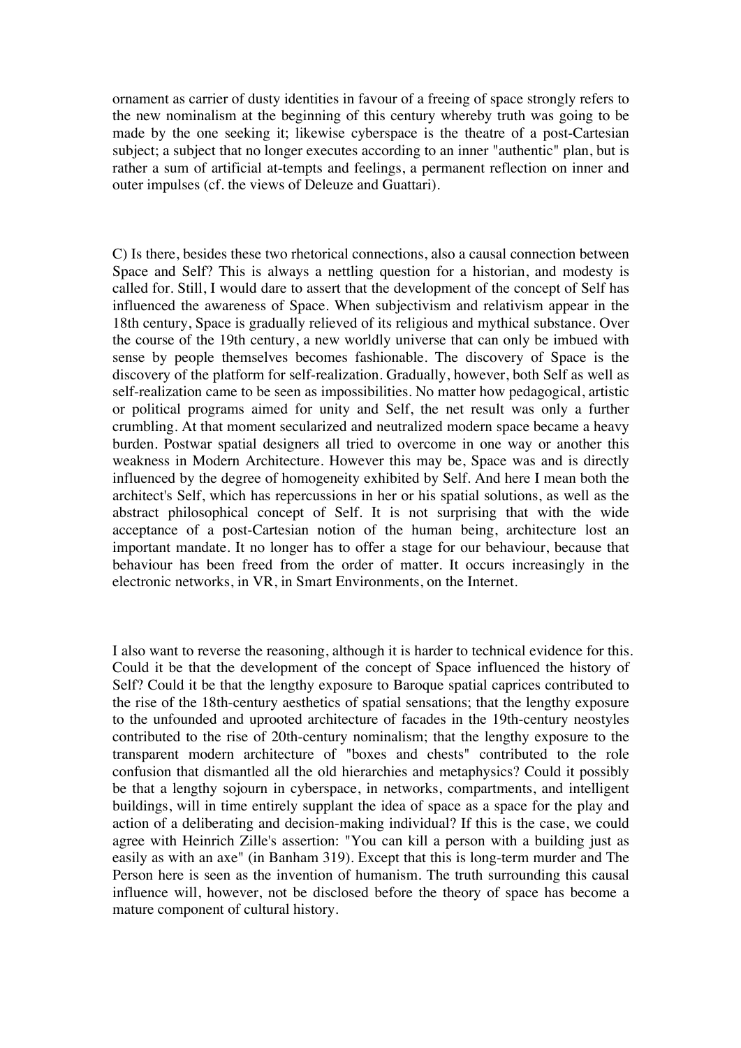ornament as carrier of dusty identities in favour of a freeing of space strongly refers to the new nominalism at the beginning of this century whereby truth was going to be made by the one seeking it; likewise cyberspace is the theatre of a post-Cartesian subject; a subject that no longer executes according to an inner "authentic" plan, but is rather a sum of artificial at-tempts and feelings, a permanent reflection on inner and outer impulses (cf. the views of Deleuze and Guattari).

C) Is there, besides these two rhetorical connections, also a causal connection between Space and Self? This is always a nettling question for a historian, and modesty is called for. Still, I would dare to assert that the development of the concept of Self has influenced the awareness of Space. When subjectivism and relativism appear in the 18th century, Space is gradually relieved of its religious and mythical substance. Over the course of the 19th century, a new worldly universe that can only be imbued with sense by people themselves becomes fashionable. The discovery of Space is the discovery of the platform for self-realization. Gradually, however, both Self as well as self-realization came to be seen as impossibilities. No matter how pedagogical, artistic or political programs aimed for unity and Self, the net result was only a further crumbling. At that moment secularized and neutralized modern space became a heavy burden. Postwar spatial designers all tried to overcome in one way or another this weakness in Modern Architecture. However this may be, Space was and is directly influenced by the degree of homogeneity exhibited by Self. And here I mean both the architect's Self, which has repercussions in her or his spatial solutions, as well as the abstract philosophical concept of Self. It is not surprising that with the wide acceptance of a post-Cartesian notion of the human being, architecture lost an important mandate. It no longer has to offer a stage for our behaviour, because that behaviour has been freed from the order of matter. It occurs increasingly in the electronic networks, in VR, in Smart Environments, on the Internet.

I also want to reverse the reasoning, although it is harder to technical evidence for this. Could it be that the development of the concept of Space influenced the history of Self? Could it be that the lengthy exposure to Baroque spatial caprices contributed to the rise of the 18th-century aesthetics of spatial sensations; that the lengthy exposure to the unfounded and uprooted architecture of facades in the 19th-century neostyles contributed to the rise of 20th-century nominalism; that the lengthy exposure to the transparent modern architecture of "boxes and chests" contributed to the role confusion that dismantled all the old hierarchies and metaphysics? Could it possibly be that a lengthy sojourn in cyberspace, in networks, compartments, and intelligent buildings, will in time entirely supplant the idea of space as a space for the play and action of a deliberating and decision-making individual? If this is the case, we could agree with Heinrich Zille's assertion: "You can kill a person with a building just as easily as with an axe" (in Banham 319). Except that this is long-term murder and The Person here is seen as the invention of humanism. The truth surrounding this causal influence will, however, not be disclosed before the theory of space has become a mature component of cultural history.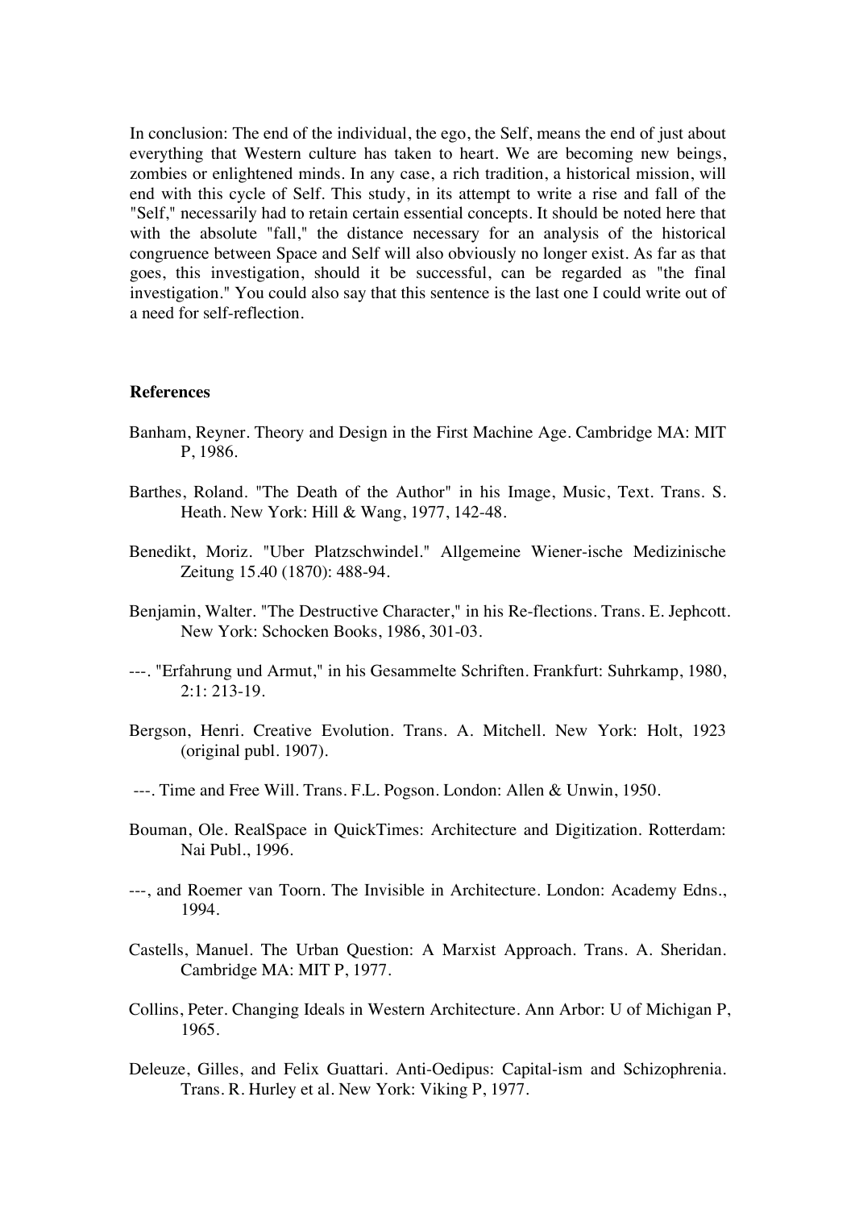In conclusion: The end of the individual, the ego, the Self, means the end of just about everything that Western culture has taken to heart. We are becoming new beings, zombies or enlightened minds. In any case, a rich tradition, a historical mission, will end with this cycle of Self. This study, in its attempt to write a rise and fall of the "Self," necessarily had to retain certain essential concepts. It should be noted here that with the absolute "fall," the distance necessary for an analysis of the historical congruence between Space and Self will also obviously no longer exist. As far as that goes, this investigation, should it be successful, can be regarded as "the final investigation." You could also say that this sentence is the last one I could write out of a need for self-reflection.

**References**

Banham, Reyner. Theory and Design in the First Machine Age. Cambridge MA: MIT P, 1986.

Barthes, Roland. "The Death of the Author" in his Image, Music, Text. Trans. S. Heath. New York: Hill & Wang, 1977, 142-48.

Benedikt, Moriz. "Uber Platzschwindel." Allgemeine Wiener-ische Medizinische Zeitung 15.40 (1870): 488-94.

Benjamin, Walter. "The Destructive Character," in his Re-flections. Trans. E. Jephcott. New York: Schocken Books, 1986, 301-03.

---. "Erfahrung und Armut," in his Gesammelte Schriften. Frankfurt: Suhrkamp, 1980, 2:1: 213-19.

Bergson, Henri. Creative Evolution. Trans. A. Mitchell. New York: Holt, 1923 (original publ. 1907).

---. Time and Free Will. Trans. F.L. Pogson. London: Allen & Unwin, 1950.

Bouman, Ole. RealSpace in QuickTimes: Architecture and Digitization. Rotterdam: Nai Publ., 1996.

---, and Roemer van Toorn. The Invisible in Architecture. London: Academy Edns., 1994.

Castells, Manuel. The Urban Question: A Marxist Approach. Trans. A. Sheridan. Cambridge MA: MIT P, 1977.

Collins, Peter. Changing Ideals in Western Architecture. Ann Arbor: U of Michigan P, 1965.

Deleuze, Gilles, and Felix Guattari. Anti-Oedipus: Capital-ism and Schizophrenia. Trans. R. Hurley et al. New York: Viking P, 1977.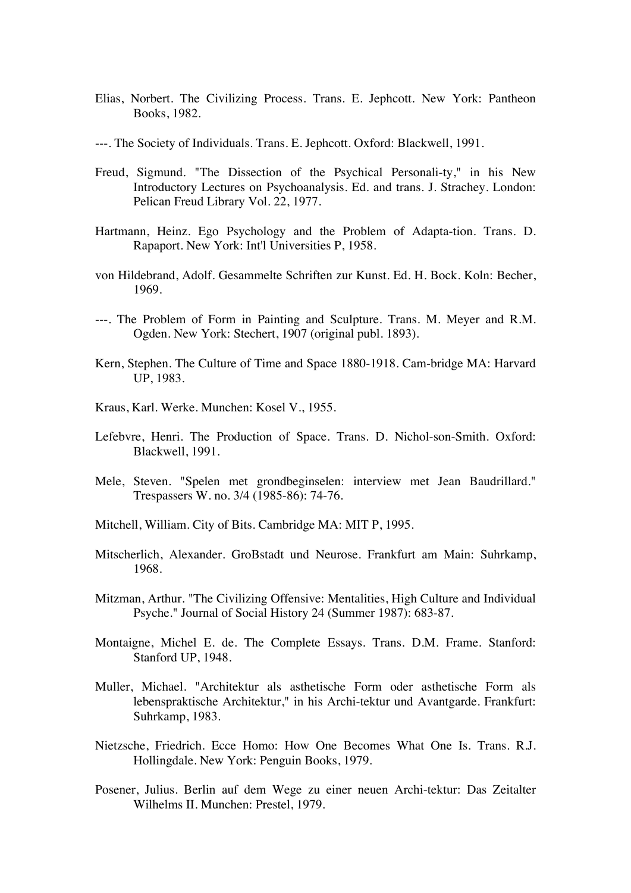Elias, Norbert. The Civilizing Process. Trans. E. Jephcott. New York: Pantheon Books, 1982.

---. The Society of Individuals. Trans. E. Jephcott. Oxford: Blackwell, 1991.

Freud, Sigmund. "The Dissection of the Psychical Personali-ty," in his New Introductory Lectures on Psychoanalysis. Ed. and trans. J. Strachey. London: Pelican Freud Library Vol. 22, 1977.

Hartmann, Heinz. Ego Psychology and the Problem of Adapta-tion. Trans. D. Rapaport. New York: Int'l Universities P, 1958.

von Hildebrand, Adolf. Gesammelte Schriften zur Kunst. Ed. H. Bock. Koln: Becher, 1969.

---. The Problem of Form in Painting and Sculpture. Trans. M. Meyer and R.M. Ogden. New York: Stechert, 1907 (original publ. 1893).

Kern, Stephen. The Culture of Time and Space 1880-1918. Cam-bridge MA: Harvard UP, 1983.

Kraus, Karl. Werke. Munchen: Kosel V., 1955.

Lefebvre, Henri. The Production of Space. Trans. D. Nichol-son-Smith. Oxford: Blackwell, 1991.

Mele, Steven. "Spelen met grondbeginselen: interview met Jean Baudrillard." Trespassers W. no. 3/4 (1985-86): 74-76.

Mitchell, William. City of Bits. Cambridge MA: MIT P, 1995.

Mitscherlich, Alexander. GroBstadt und Neurose. Frankfurt am Main: Suhrkamp, 1968.

Mitzman, Arthur. "The Civilizing Offensive: Mentalities, High Culture and Individual Psyche." Journal of Social History 24 (Summer 1987): 683-87.

Montaigne, Michel E. de. The Complete Essays. Trans. D.M. Frame. Stanford: Stanford UP, 1948.

Muller, Michael. "Architektur als asthetische Form oder asthetische Form als lebenspraktische Architektur," in his Archi-tektur und Avantgarde. Frankfurt: Suhrkamp, 1983.

Nietzsche, Friedrich. Ecce Homo: How One Becomes What One Is. Trans. R.J. Hollingdale. New York: Penguin Books, 1979.

Posener, Julius. Berlin auf dem Wege zu einer neuen Archi-tektur: Das Zeitalter Wilhelms II. Munchen: Prestel, 1979.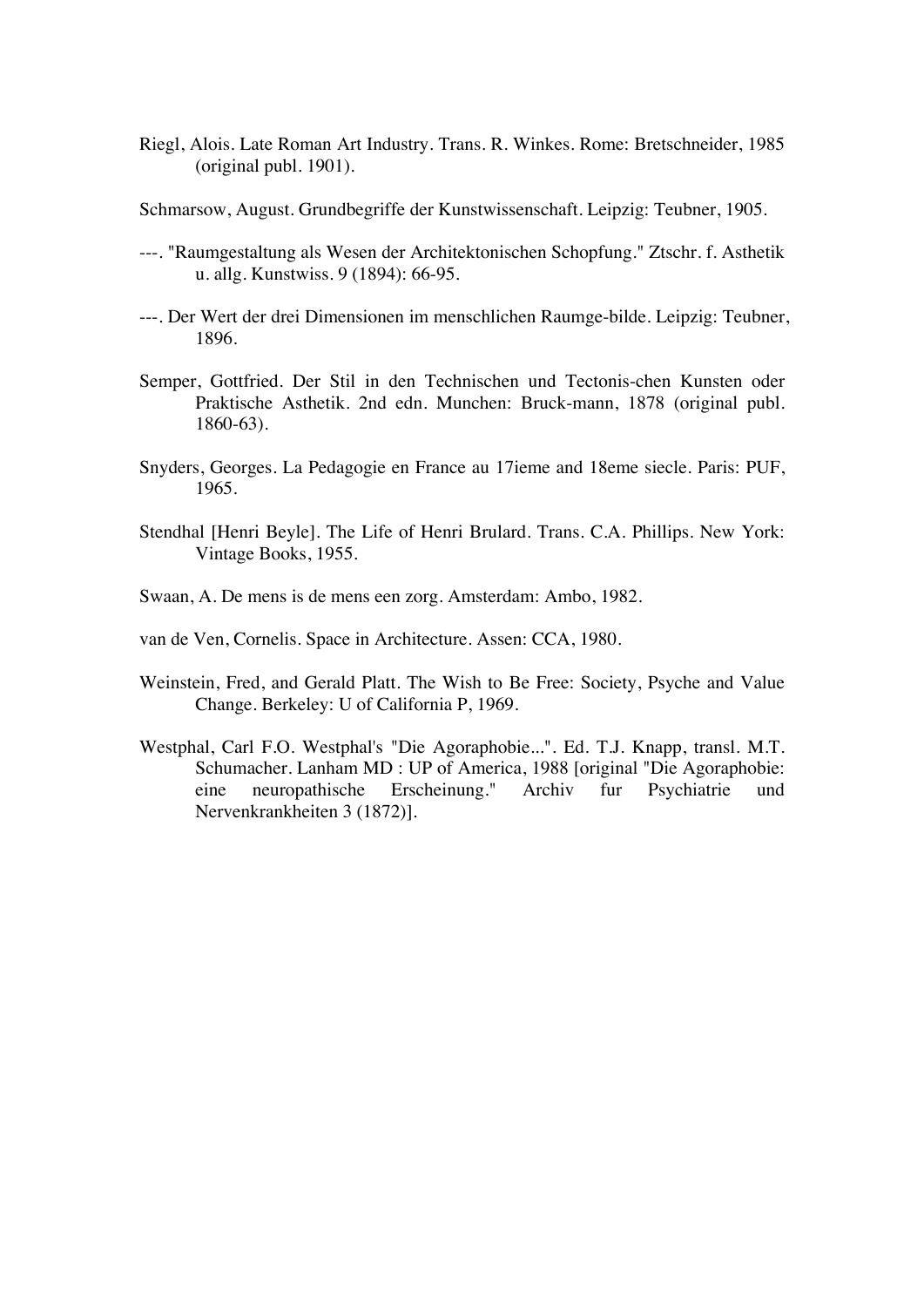Riegl, Alois. Late Roman Art Industry. Trans. R. Winkes. Rome: Bretschneider, 1985 (original publ. 1901).

Schmarsow, August. Grundbegriffe der Kunstwissenschaft. Leipzig: Teubner, 1905.

---. "Raumgestaltung als Wesen der Architektonischen Schopfung." Ztschr. f. Asthetik u. allg. Kunstwiss. 9 (1894): 66-95.

---. Der Wert der drei Dimensionen im menschlichen Raumge-bilde. Leipzig: Teubner, 1896.

Semper, Gottfried. Der Stil in den Technischen und Tectonis-chen Kunsten oder Praktische Asthetik. 2nd edn. Munchen: Bruck-mann, 1878 (original publ. 1860-63).

Snyders, Georges. La Pedagogie en France au 17ieme and 18eme siecle. Paris: PUF, 1965.

Stendhal [Henri Beyle]. The Life of Henri Brulard. Trans. C.A. Phillips. New York: Vintage Books, 1955.

Swaan, A. De mens is de mens een zorg. Amsterdam: Ambo, 1982.

van de Ven, Cornelis. Space in Architecture. Assen: CCA, 1980.

Weinstein, Fred, and Gerald Platt. The Wish to Be Free: Society, Psyche and Value Change. Berkeley: U of California P, 1969.

Westphal, Carl F.O. Westphal's "Die Agoraphobie...". Ed. T.J. Knapp, transl. M.T. Schumacher. Lanham MD : UP of America, 1988 [original "Die Agoraphobie: eine neuropathische Erscheinung." Archiv fur Psychiatrie und Nervenkrankheiten 3 (1872)].